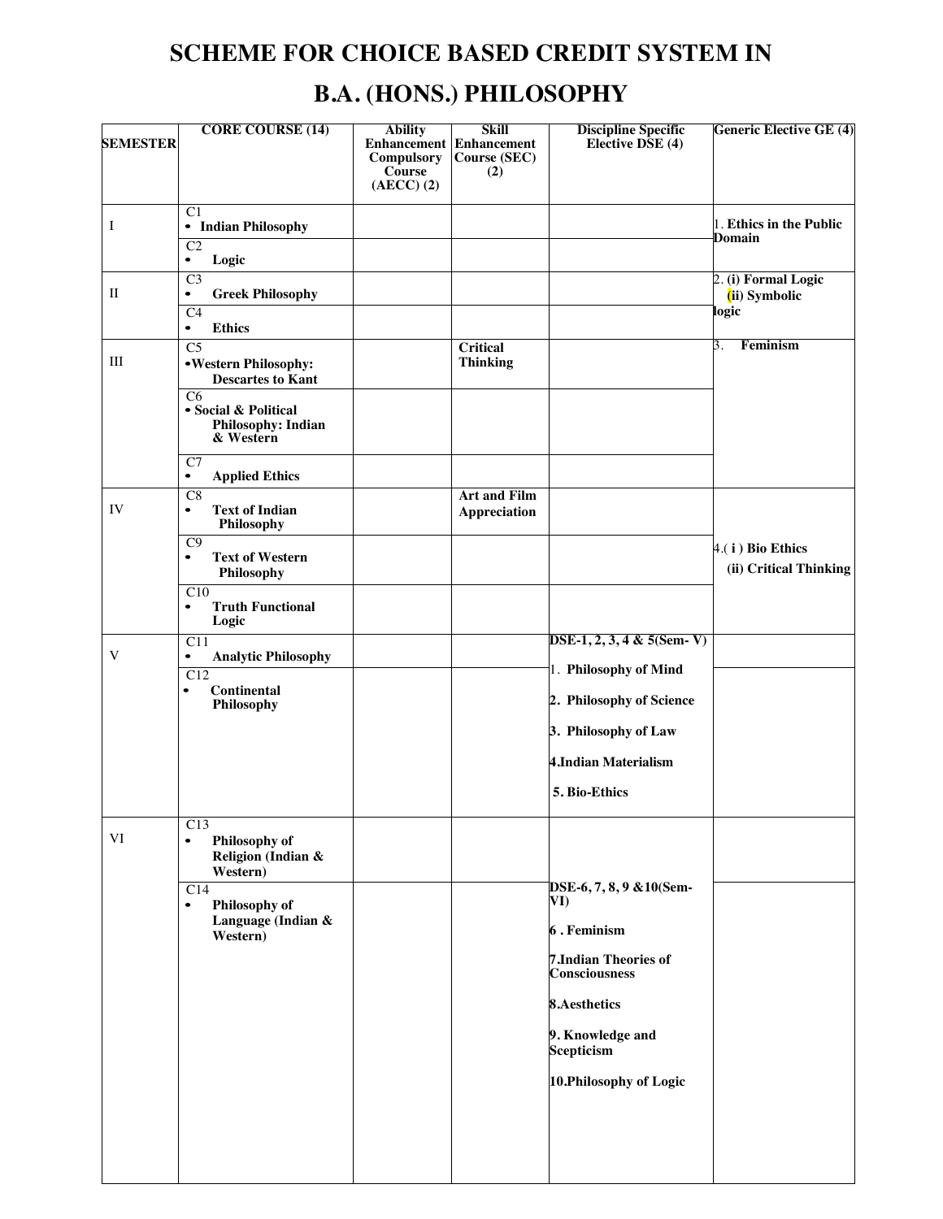# SCHEME FOR CHOICE BASED CREDIT SYSTEM IN

# B.A. (HONS.) PHILOSOPHY

| SEMESTER | CORE COURSE (14) | Ability Enhancement Compulsory Course (AECC) (2) | Skill Enhancement Course (SEC) (2) | Discipline Specific Elective DSE (4) | Generic Elective GE (4) |
|---|---|---|---|---|---|
| I | C1 • Indian Philosophy | | | | 1. Ethics in the Public Domain |
| | C2 • Logic | | | | |
| II | C3 • Greek Philosophy | | | | 2. (i) Formal Logic (ii) Symbolic logic |
| | C4 • Ethics | | | | |
| III | C5 • Western Philosophy: Descartes to Kant | | Critical Thinking | | 3. Feminism |
| | C6 • Social & Political Philosophy: Indian & Western | | | | |
| | C7 • Applied Ethics | | | | |
| IV | C8 • Text of Indian Philosophy | | Art and Film Appreciation | | |
| | C9 • Text of Western Philosophy | | | | 4.( i ) Bio Ethics (ii) Critical Thinking |
| | C10 • Truth Functional Logic | | | | |
| V | C11 • Analytic Philosophy | | | DSE-1, 2, 3, 4 & 5(Sem- V) | |
| | C12 • Continental Philosophy | | | 1. Philosophy of Mind<br>2. Philosophy of Science<br>3. Philosophy of Law<br>4.Indian Materialism<br>5. Bio-Ethics | |
| VI | C13 • Philosophy of Religion (Indian & Western) | | | | |
| | C14 • Philosophy of Language (Indian & Western) | | | DSE-6, 7, 8, 9 &10(Sem-VI)<br>6 . Feminism<br>7.Indian Theories of Consciousness<br>8.Aesthetics<br>9. Knowledge and Scepticism<br>10.Philosophy of Logic | |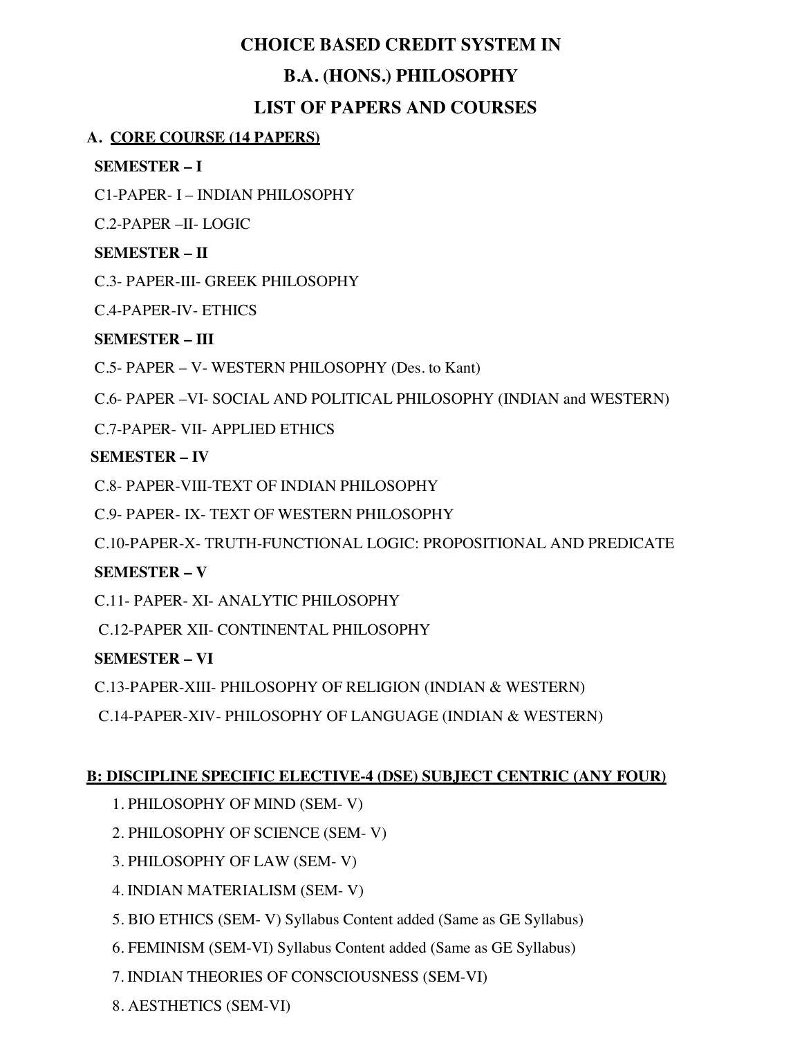# CHOICE BASED CREDIT SYSTEM IN

# B.A. (HONS.) PHILOSOPHY

# LIST OF PAPERS AND COURSES

## A. CORE COURSE (14 PAPERS)

**SEMESTER – I**

C1-PAPER- I – INDIAN PHILOSOPHY

C.2-PAPER –II- LOGIC

**SEMESTER – II**

C.3- PAPER-III- GREEK PHILOSOPHY

C.4-PAPER-IV- ETHICS

**SEMESTER – III**

C.5- PAPER – V- WESTERN PHILOSOPHY (Des. to Kant)

C.6- PAPER –VI- SOCIAL AND POLITICAL PHILOSOPHY (INDIAN and WESTERN)

C.7-PAPER- VII- APPLIED ETHICS

**SEMESTER – IV**

C.8- PAPER-VIII-TEXT OF INDIAN PHILOSOPHY

C.9- PAPER- IX- TEXT OF WESTERN PHILOSOPHY

C.10-PAPER-X- TRUTH-FUNCTIONAL LOGIC: PROPOSITIONAL AND PREDICATE

**SEMESTER – V**

C.11- PAPER- XI- ANALYTIC PHILOSOPHY

C.12-PAPER XII- CONTINENTAL PHILOSOPHY

**SEMESTER – VI**

C.13-PAPER-XIII- PHILOSOPHY OF RELIGION (INDIAN & WESTERN)

C.14-PAPER-XIV- PHILOSOPHY OF LANGUAGE (INDIAN & WESTERN)

## B: DISCIPLINE SPECIFIC ELECTIVE-4 (DSE) SUBJECT CENTRIC (ANY FOUR)

1. PHILOSOPHY OF MIND (SEM- V)
2. PHILOSOPHY OF SCIENCE (SEM- V)
3. PHILOSOPHY OF LAW (SEM- V)
4. INDIAN MATERIALISM (SEM- V)
5. BIO ETHICS (SEM- V) Syllabus Content added (Same as GE Syllabus)
6. FEMINISM (SEM-VI) Syllabus Content added (Same as GE Syllabus)
7. INDIAN THEORIES OF CONSCIOUSNESS (SEM-VI)
8. AESTHETICS (SEM-VI)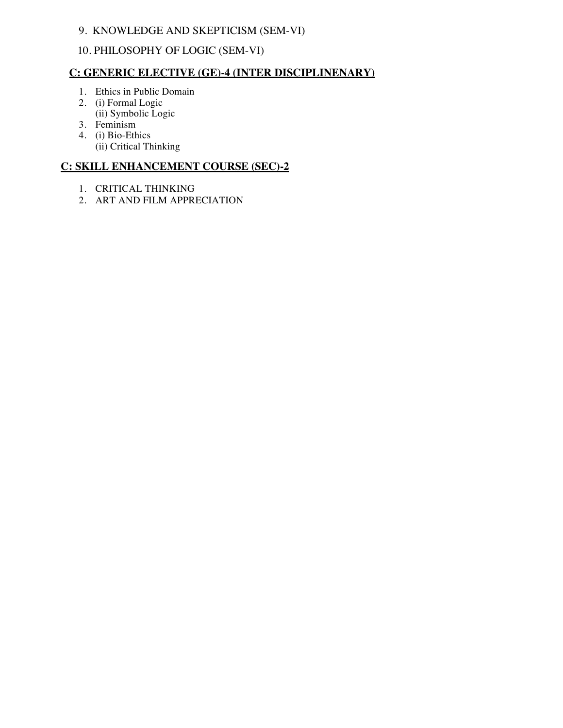9. KNOWLEDGE AND SKEPTICISM (SEM-VI)

10. PHILOSOPHY OF LOGIC (SEM-VI)

## C: GENERIC ELECTIVE (GE)-4 (INTER DISCIPLINENARY)

1. Ethics in Public Domain
2. (i) Formal Logic
   (ii) Symbolic Logic
3. Feminism
4. (i) Bio-Ethics
   (ii) Critical Thinking

## C: SKILL ENHANCEMENT COURSE (SEC)-2

1. CRITICAL THINKING
2. ART AND FILM APPRECIATION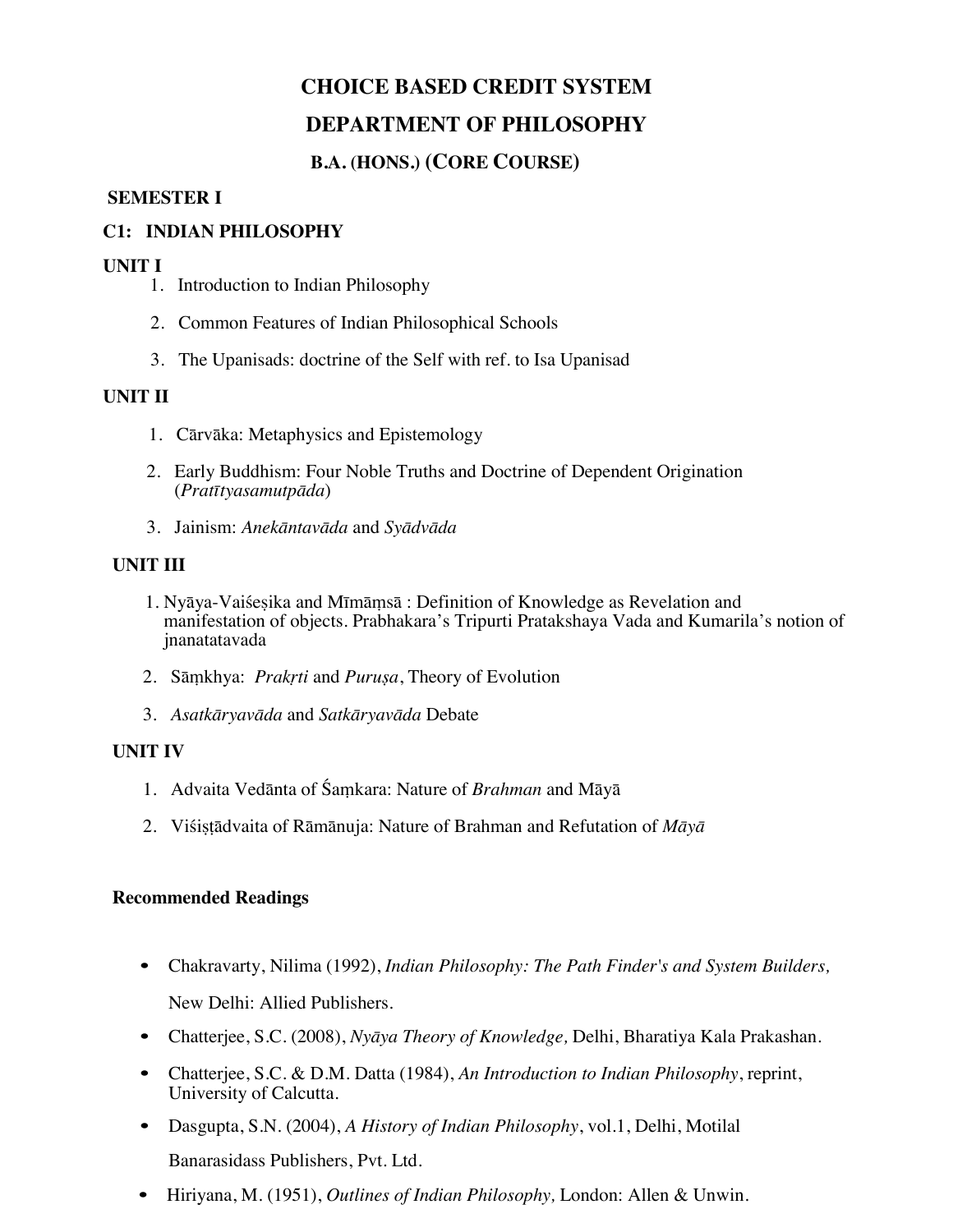# CHOICE BASED CREDIT SYSTEM

# DEPARTMENT OF PHILOSOPHY

## B.A. (HONS.) (CORE COURSE)

### SEMESTER I

### C1: INDIAN PHILOSOPHY

**UNIT I**

1. Introduction to Indian Philosophy
2. Common Features of Indian Philosophical Schools
3. The Upanisads: doctrine of the Self with ref. to Isa Upanisad

**UNIT II**

1. Cārvāka: Metaphysics and Epistemology
2. Early Buddhism: Four Noble Truths and Doctrine of Dependent Origination (*Pratītyasamutpāda*)
3. Jainism: *Anekāntavāda* and *Syādvāda*

**UNIT III**

1. Nyāya-Vaiśeṣika and Mīmāṃsā : Definition of Knowledge as Revelation and manifestation of objects. Prabhakara's Tripurti Pratakshaya Vada and Kumarila's notion of jnanatatavada
2. Sāṃkhya: *Prakṛti* and *Puruṣa*, Theory of Evolution
3. *Asatkāryavāda* and *Satkāryavāda* Debate

**UNIT IV**

1. Advaita Vedānta of Śaṃkara: Nature of *Brahman* and Māyā
2. Viśiṣṭādvaita of Rāmānuja: Nature of Brahman and Refutation of *Māyā*

**Recommended Readings**

- Chakravarty, Nilima (1992), *Indian Philosophy: The Path Finder's and System Builders,* New Delhi: Allied Publishers.
- Chatterjee, S.C. (2008), *Nyāya Theory of Knowledge,* Delhi, Bharatiya Kala Prakashan.
- Chatterjee, S.C. & D.M. Datta (1984), *An Introduction to Indian Philosophy*, reprint, University of Calcutta.
- Dasgupta, S.N. (2004), *A History of Indian Philosophy*, vol.1, Delhi, Motilal Banarasidass Publishers, Pvt. Ltd.
- Hiriyana, M. (1951), *Outlines of Indian Philosophy,* London: Allen & Unwin.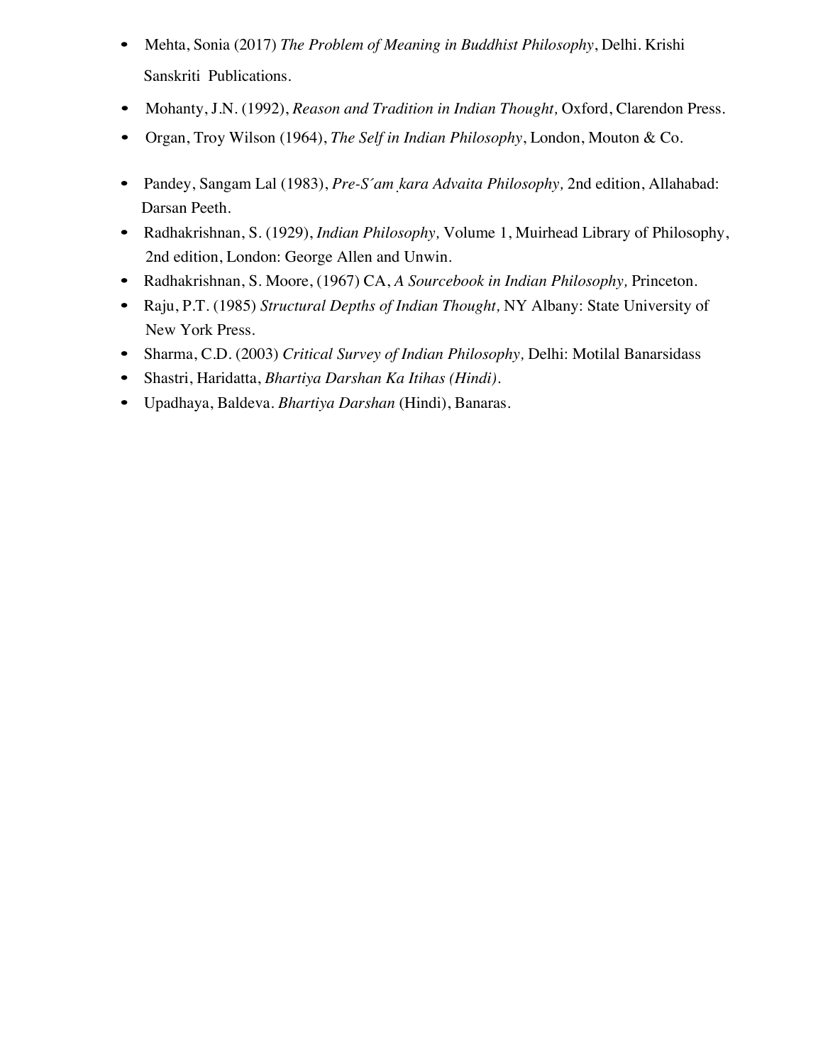- Mehta, Sonia (2017) *The Problem of Meaning in Buddhist Philosophy*, Delhi. Krishi Sanskriti Publications.
- Mohanty, J.N. (1992), *Reason and Tradition in Indian Thought,* Oxford, Clarendon Press.
- Organ, Troy Wilson (1964), *The Self in Indian Philosophy*, London, Mouton & Co.
- Pandey, Sangam Lal (1983), *Pre-S´am ̣kara Advaita Philosophy,* 2nd edition, Allahabad: Darsan Peeth.
- Radhakrishnan, S. (1929), *Indian Philosophy,* Volume 1, Muirhead Library of Philosophy, 2nd edition, London: George Allen and Unwin.
- Radhakrishnan, S. Moore, (1967) CA, *A Sourcebook in Indian Philosophy,* Princeton.
- Raju, P.T. (1985) *Structural Depths of Indian Thought,* NY Albany: State University of New York Press.
- Sharma, C.D. (2003) *Critical Survey of Indian Philosophy,* Delhi: Motilal Banarsidass
- Shastri, Haridatta, *Bhartiya Darshan Ka Itihas (Hindi)*.
- Upadhaya, Baldeva. *Bhartiya Darshan* (Hindi), Banaras.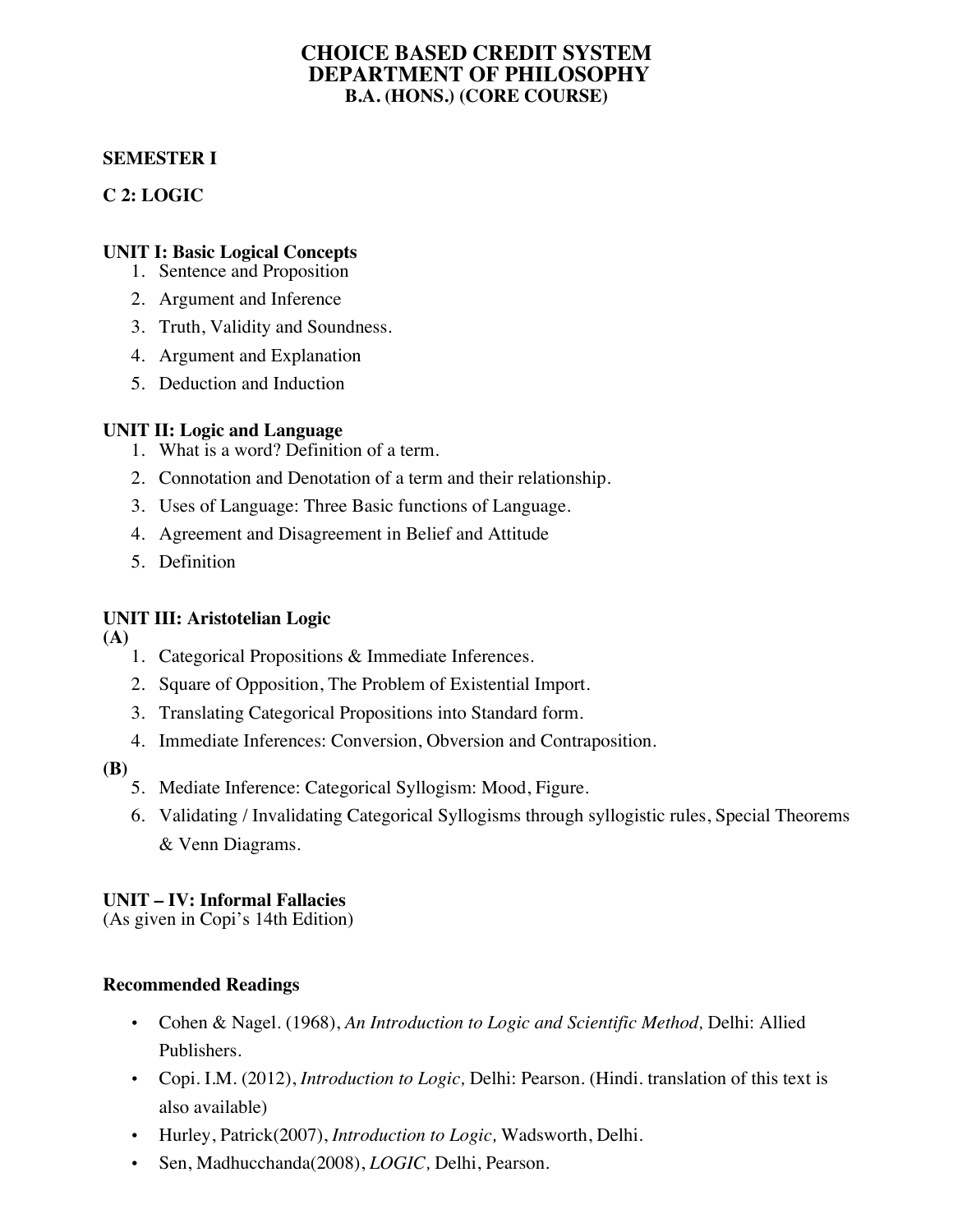# CHOICE BASED CREDIT SYSTEM
# DEPARTMENT OF PHILOSOPHY
## B.A. (HONS.) (CORE COURSE)

**SEMESTER I**

**C 2: LOGIC**

**UNIT I: Basic Logical Concepts**

1. Sentence and Proposition
2. Argument and Inference
3. Truth, Validity and Soundness.
4. Argument and Explanation
5. Deduction and Induction

**UNIT II: Logic and Language**

1. What is a word? Definition of a term.
2. Connotation and Denotation of a term and their relationship.
3. Uses of Language: Three Basic functions of Language.
4. Agreement and Disagreement in Belief and Attitude
5. Definition

**UNIT III: Aristotelian Logic**

**(A)**

1. Categorical Propositions & Immediate Inferences.
2. Square of Opposition, The Problem of Existential Import.
3. Translating Categorical Propositions into Standard form.
4. Immediate Inferences: Conversion, Obversion and Contraposition.

**(B)**

5. Mediate Inference: Categorical Syllogism: Mood, Figure.
6. Validating / Invalidating Categorical Syllogisms through syllogistic rules, Special Theorems & Venn Diagrams.

**UNIT – IV: Informal Fallacies**
(As given in Copi's 14th Edition)

**Recommended Readings**

- Cohen & Nagel. (1968), *An Introduction to Logic and Scientific Method,* Delhi: Allied Publishers.
- Copi. I.M. (2012), *Introduction to Logic,* Delhi: Pearson. (Hindi. translation of this text is also available)
- Hurley, Patrick(2007), *Introduction to Logic,* Wadsworth, Delhi.
- Sen, Madhucchanda(2008), *LOGIC,* Delhi, Pearson.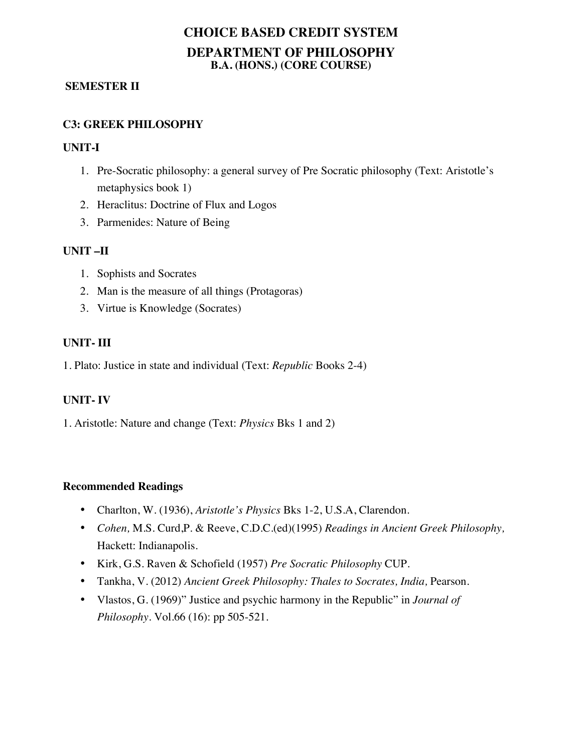# CHOICE BASED CREDIT SYSTEM

# DEPARTMENT OF PHILOSOPHY

## B.A. (HONS.) (CORE COURSE)

**SEMESTER II**

**C3: GREEK PHILOSOPHY**

**UNIT-I**

1. Pre-Socratic philosophy: a general survey of Pre Socratic philosophy (Text: Aristotle's metaphysics book 1)
2. Heraclitus: Doctrine of Flux and Logos
3. Parmenides: Nature of Being

**UNIT –II**

1. Sophists and Socrates
2. Man is the measure of all things (Protagoras)
3. Virtue is Knowledge (Socrates)

**UNIT- III**

1. Plato: Justice in state and individual (Text: *Republic* Books 2-4)

**UNIT- IV**

1. Aristotle: Nature and change (Text: *Physics* Bks 1 and 2)

**Recommended Readings**

- Charlton, W. (1936), *Aristotle's Physics* Bks 1-2, U.S.A, Clarendon.
- *Cohen,* M.S. Curd,P. & Reeve, C.D.C.(ed)(1995) *Readings in Ancient Greek Philosophy,* Hackett: Indianapolis.
- Kirk, G.S. Raven & Schofield (1957) *Pre Socratic Philosophy* CUP.
- Tankha, V. (2012) *Ancient Greek Philosophy: Thales to Socrates, India,* Pearson.
- Vlastos, G. (1969)" Justice and psychic harmony in the Republic" in *Journal of Philosophy*. Vol.66 (16): pp 505-521.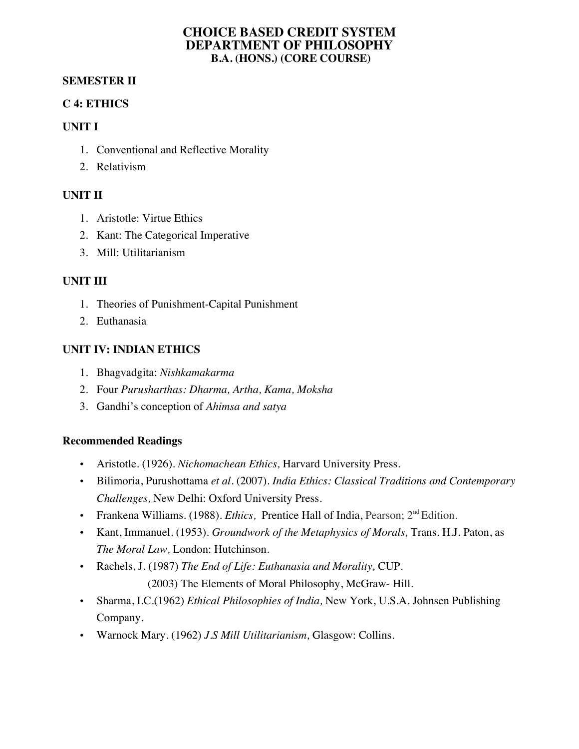# CHOICE BASED CREDIT SYSTEM
# DEPARTMENT OF PHILOSOPHY
## B.A. (HONS.) (CORE COURSE)

**SEMESTER II**

**C 4: ETHICS**

**UNIT I**

1. Conventional and Reflective Morality
2. Relativism

**UNIT II**

1. Aristotle: Virtue Ethics
2. Kant: The Categorical Imperative
3. Mill: Utilitarianism

**UNIT III**

1. Theories of Punishment-Capital Punishment
2. Euthanasia

**UNIT IV: INDIAN ETHICS**

1. Bhagvadgita: *Nishkamakarma*
2. Four *Purusharthas: Dharma, Artha, Kama, Moksha*
3. Gandhi's conception of *Ahimsa and satya*

**Recommended Readings**

- Aristotle. (1926). *Nichomachean Ethics,* Harvard University Press.
- Bilimoria, Purushottama *et al*. (2007). *India Ethics: Classical Traditions and Contemporary Challenges,* New Delhi: Oxford University Press.
- Frankena Williams. (1988). *Ethics,* Prentice Hall of India, Pearson; 2nd Edition.
- Kant, Immanuel. (1953). *Groundwork of the Metaphysics of Morals,* Trans. H.J. Paton, as *The Moral Law,* London: Hutchinson.
- Rachels, J. (1987) *The End of Life: Euthanasia and Morality,* CUP.
  (2003) The Elements of Moral Philosophy, McGraw- Hill.
- Sharma, I.C.(1962) *Ethical Philosophies of India,* New York, U.S.A. Johnsen Publishing Company.
- Warnock Mary. (1962) *J.S Mill Utilitarianism,* Glasgow: Collins.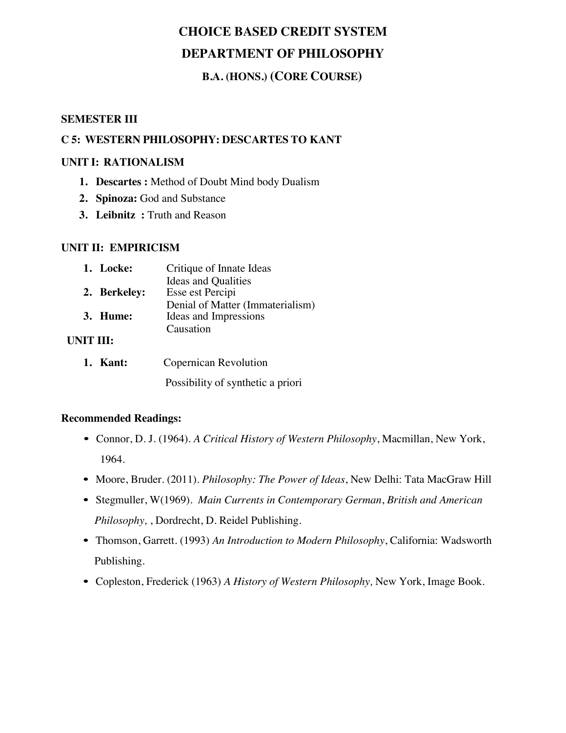# CHOICE BASED CREDIT SYSTEM

# DEPARTMENT OF PHILOSOPHY

## B.A. (HONS.) (CORE COURSE)

**SEMESTER III**

**C 5: WESTERN PHILOSOPHY: DESCARTES TO KANT**

**UNIT I: RATIONALISM**

1. **Descartes :** Method of Doubt Mind body Dualism
2. **Spinoza:** God and Substance
3. **Leibnitz :** Truth and Reason

**UNIT II: EMPIRICISM**

1. **Locke:** Critique of Innate Ideas
   Ideas and Qualities
2. **Berkeley:** Esse est Percipi
   Denial of Matter (Immaterialism)
3. **Hume:** Ideas and Impressions
   Causation

**UNIT III:**

1. **Kant:** Copernican Revolution
   Possibility of synthetic a priori

**Recommended Readings:**

- Connor, D. J. (1964). *A Critical History of Western Philosophy*, Macmillan, New York, 1964.
- Moore, Bruder. (2011). *Philosophy: The Power of Ideas*, New Delhi: Tata MacGraw Hill
- Stegmuller, W(1969). *Main Currents in Contemporary German*, *British and American Philosophy,* , Dordrecht, D. Reidel Publishing.
- Thomson, Garrett. (1993) *An Introduction to Modern Philosophy*, California: Wadsworth Publishing.
- Copleston, Frederick (1963) *A History of Western Philosophy,* New York, Image Book.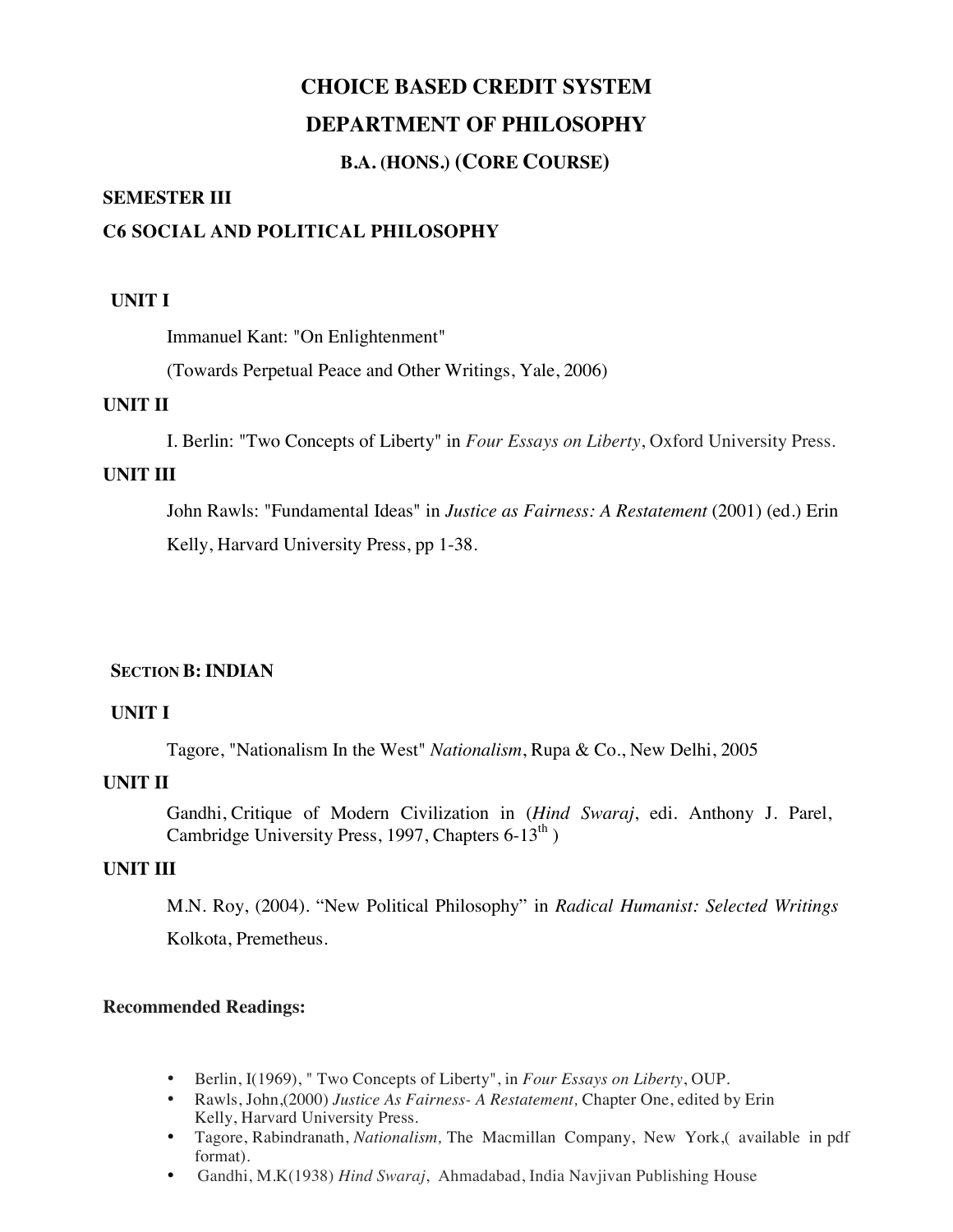# CHOICE BASED CREDIT SYSTEM

# DEPARTMENT OF PHILOSOPHY

## B.A. (HONS.) (CORE COURSE)

### SEMESTER III

### C6 SOCIAL AND POLITICAL PHILOSOPHY

**UNIT I**

Immanuel Kant: "On Enlightenment"

(Towards Perpetual Peace and Other Writings, Yale, 2006)

**UNIT II**

I. Berlin: "Two Concepts of Liberty" in *Four Essays on Liberty*, Oxford University Press.

**UNIT III**

John Rawls: "Fundamental Ideas" in *Justice as Fairness: A Restatement* (2001) (ed.) Erin Kelly, Harvard University Press, pp 1-38.

### SECTION B: INDIAN

**UNIT I**

Tagore, "Nationalism In the West" *Nationalism*, Rupa & Co., New Delhi, 2005

**UNIT II**

Gandhi, Critique of Modern Civilization in (*Hind Swaraj*, edi. Anthony J. Parel, Cambridge University Press, 1997, Chapters 6-13th )

**UNIT III**

M.N. Roy, (2004). "New Political Philosophy" in *Radical Humanist: Selected Writings* Kolkota, Premetheus.

**Recommended Readings:**

- Berlin, I(1969), " Two Concepts of Liberty", in *Four Essays on Liberty*, OUP.
- Rawls, John,(2000) *Justice As Fairness- A Restatement,* Chapter One, edited by Erin Kelly, Harvard University Press.
- Tagore, Rabindranath, *Nationalism,* The Macmillan Company, New York,( available in pdf format).
- Gandhi, M.K(1938) *Hind Swaraj*, Ahmadabad, India Navjivan Publishing House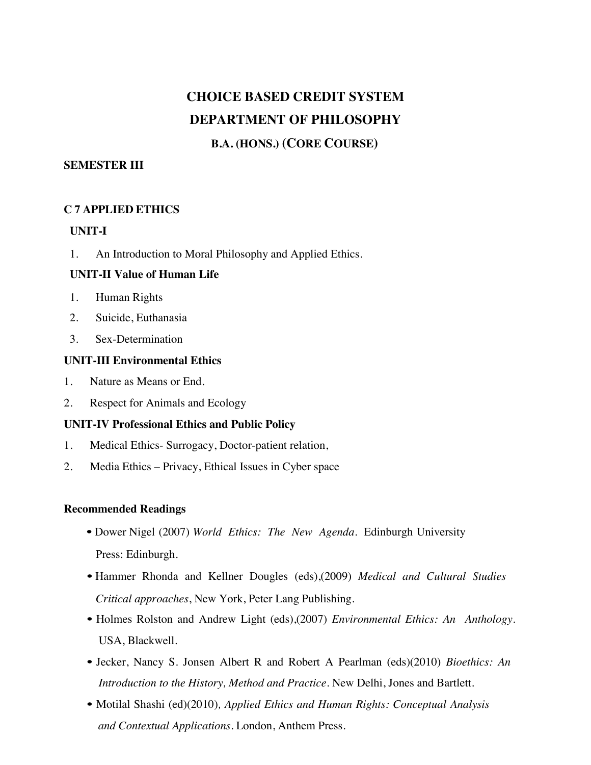# CHOICE BASED CREDIT SYSTEM

# DEPARTMENT OF PHILOSOPHY

## B.A. (HONS.) (CORE COURSE)

**SEMESTER III**

### C 7 APPLIED ETHICS

**UNIT-I**

1. An Introduction to Moral Philosophy and Applied Ethics.

**UNIT-II Value of Human Life**

1. Human Rights
2. Suicide, Euthanasia
3. Sex-Determination

**UNIT-III Environmental Ethics**

1. Nature as Means or End.
2. Respect for Animals and Ecology

**UNIT-IV Professional Ethics and Public Policy**

1. Medical Ethics- Surrogacy, Doctor-patient relation,
2. Media Ethics – Privacy, Ethical Issues in Cyber space

**Recommended Readings**

- Dower Nigel (2007) *World Ethics: The New Agenda*. Edinburgh University Press: Edinburgh.
- Hammer Rhonda and Kellner Dougles (eds),(2009) *Medical and Cultural Studies Critical approaches*, New York, Peter Lang Publishing.
- Holmes Rolston and Andrew Light (eds),(2007) *Environmental Ethics: An Anthology*. USA, Blackwell.
- Jecker, Nancy S. Jonsen Albert R and Robert A Pearlman (eds)(2010) *Bioethics: An Introduction to the History, Method and Practice*. New Delhi, Jones and Bartlett.
- Motilal Shashi (ed)(2010), *Applied Ethics and Human Rights: Conceptual Analysis and Contextual Applications*. London, Anthem Press.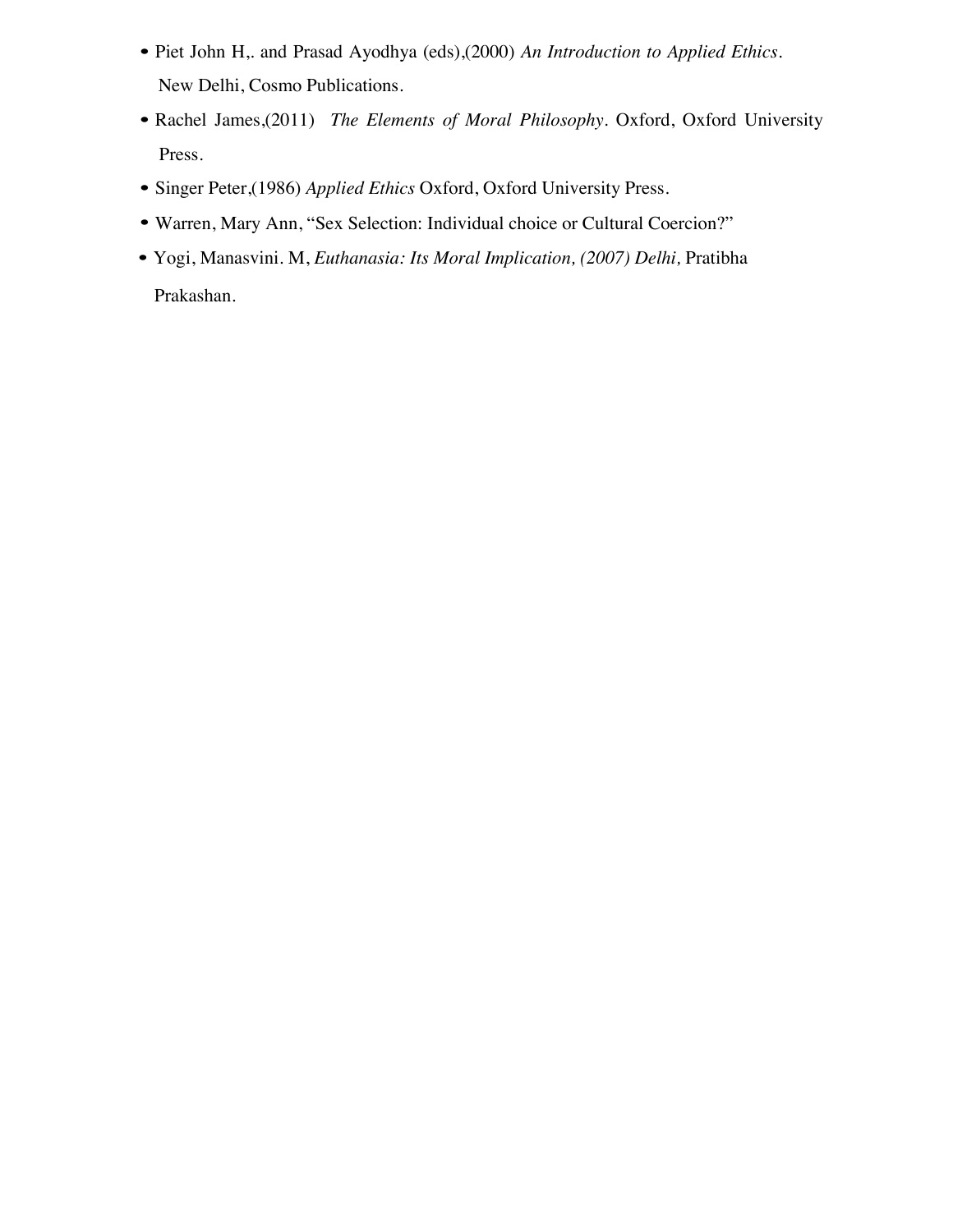- Piet John H,. and Prasad Ayodhya (eds),(2000) *An Introduction to Applied Ethics*. New Delhi, Cosmo Publications.
- Rachel James,(2011) *The Elements of Moral Philosophy*. Oxford, Oxford University Press.
- Singer Peter,(1986) *Applied Ethics* Oxford, Oxford University Press.
- Warren, Mary Ann, "Sex Selection: Individual choice or Cultural Coercion?"
- Yogi, Manasvini. M, *Euthanasia: Its Moral Implication, (2007) Delhi,* Pratibha Prakashan.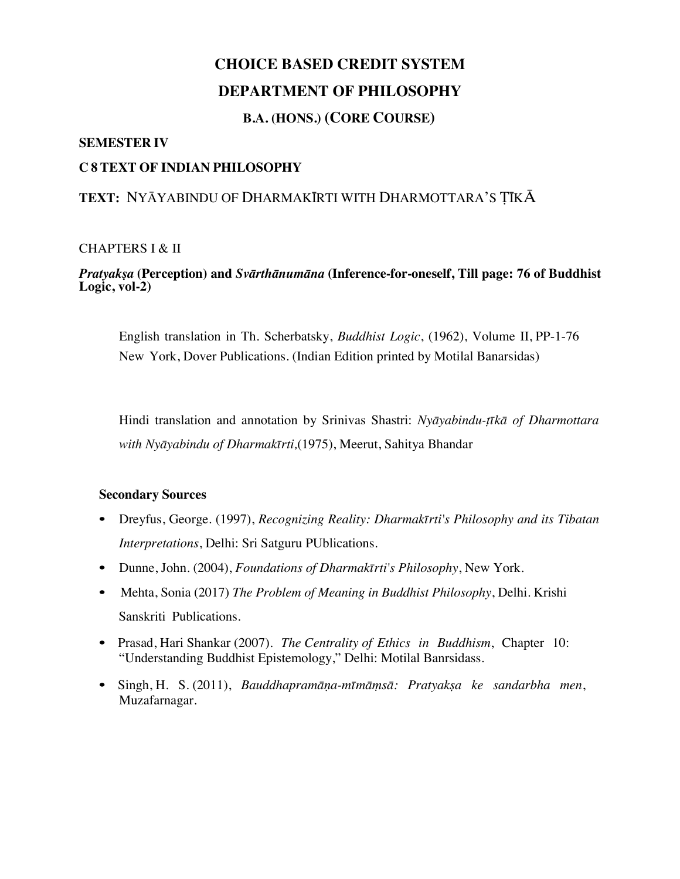# CHOICE BASED CREDIT SYSTEM

# DEPARTMENT OF PHILOSOPHY

## B.A. (HONS.) (CORE COURSE)

**SEMESTER IV**

**C 8 TEXT OF INDIAN PHILOSOPHY**

**TEXT:** NYĀYABINDU OF DHARMAKĪRTI WITH DHARMOTTARA'S ṬĪKĀ

CHAPTERS I & II

***Pratyakṣa*** **(Perception) and** ***Svārthānumāna*** **(Inference-for-oneself, Till page: 76 of Buddhist Logic, vol-2)**

English translation in Th. Scherbatsky, *Buddhist Logic*, (1962), Volume II, PP-1-76 New York, Dover Publications. (Indian Edition printed by Motilal Banarsidas)

Hindi translation and annotation by Srinivas Shastri: *Nyāyabindu-ṭīkā of Dharmottara with Nyāyabindu of Dharmakīrti,*(1975), Meerut, Sahitya Bhandar

**Secondary Sources**

- Dreyfus, George. (1997), *Recognizing Reality: Dharmakīrti's Philosophy and its Tibatan Interpretations*, Delhi: Sri Satguru PUblications.
- Dunne, John. (2004), *Foundations of Dharmakīrti's Philosophy*, New York.
- Mehta, Sonia (2017) *The Problem of Meaning in Buddhist Philosophy*, Delhi. Krishi Sanskriti Publications.
- Prasad, Hari Shankar (2007). *The Centrality of Ethics in Buddhism*, Chapter 10: "Understanding Buddhist Epistemology," Delhi: Motilal Banrsidass.
- Singh, H. S. (2011), *Bauddhapramāṇa-mīmāṃsā: Pratyakṣa ke sandarbha men*, Muzafarnagar.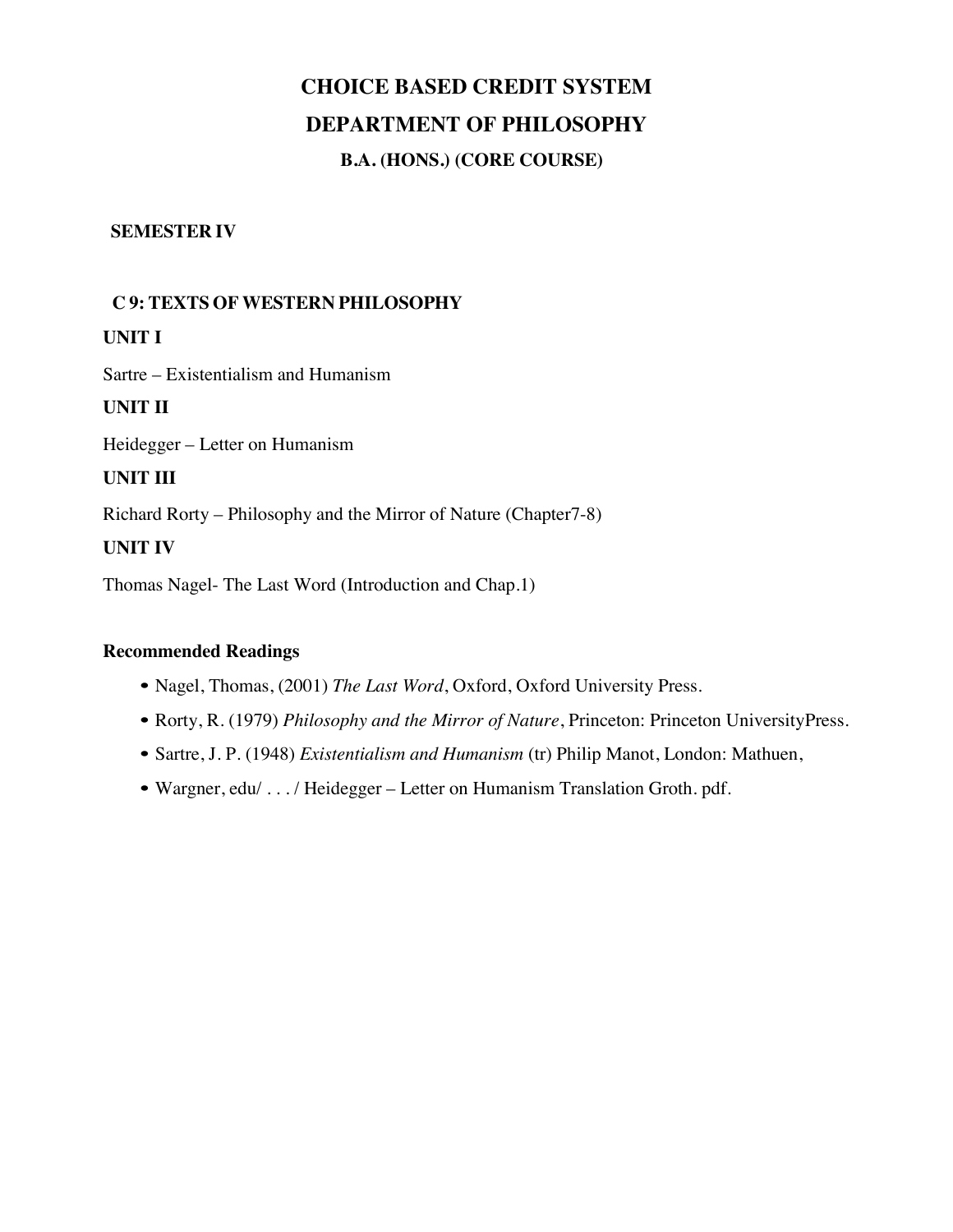# CHOICE BASED CREDIT SYSTEM

# DEPARTMENT OF PHILOSOPHY

## B.A. (HONS.) (CORE COURSE)

**SEMESTER IV**

**C 9: TEXTS OF WESTERN PHILOSOPHY**

**UNIT I**

Sartre – Existentialism and Humanism

**UNIT II**

Heidegger – Letter on Humanism

**UNIT III**

Richard Rorty – Philosophy and the Mirror of Nature (Chapter7-8)

**UNIT IV**

Thomas Nagel- The Last Word (Introduction and Chap.1)

**Recommended Readings**

- Nagel, Thomas, (2001) *The Last Word*, Oxford, Oxford University Press.
- Rorty, R. (1979) *Philosophy and the Mirror of Nature*, Princeton: Princeton UniversityPress.
- Sartre, J. P. (1948) *Existentialism and Humanism* (tr) Philip Manot, London: Mathuen,
- Wargner, edu/ . . . / Heidegger – Letter on Humanism Translation Groth. pdf.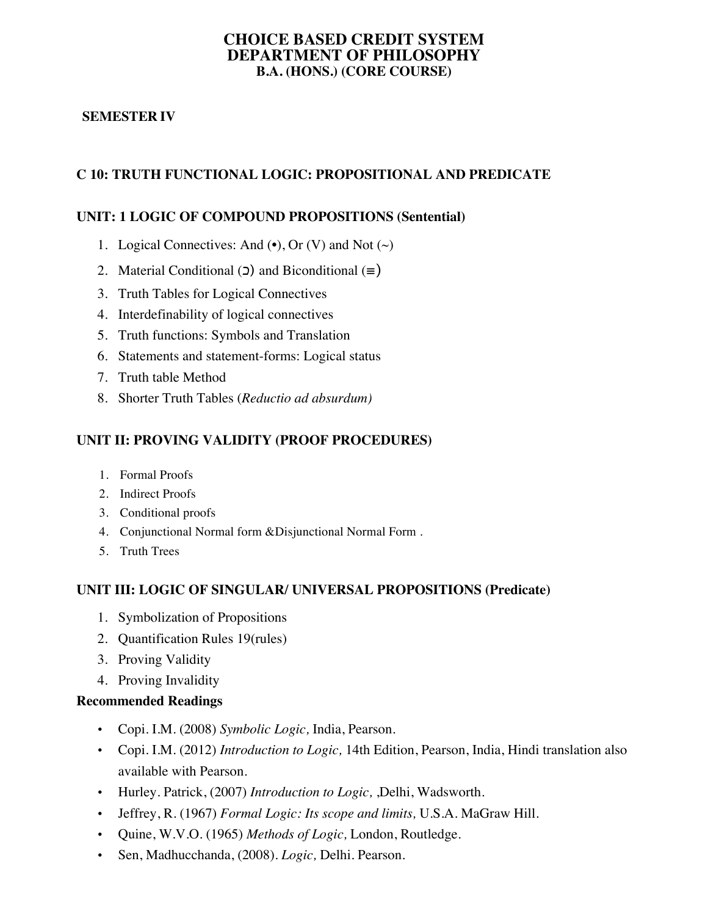# CHOICE BASED CREDIT SYSTEM
# DEPARTMENT OF PHILOSOPHY
## B.A. (HONS.) (CORE COURSE)

**SEMESTER IV**

## C 10: TRUTH FUNCTIONAL LOGIC: PROPOSITIONAL AND PREDICATE

### UNIT: 1 LOGIC OF COMPOUND PROPOSITIONS (Sentential)

1. Logical Connectives: And (•), Or (V) and Not (~)
2. Material Conditional (⊃) and Biconditional (≡)
3. Truth Tables for Logical Connectives
4. Interdefinability of logical connectives
5. Truth functions: Symbols and Translation
6. Statements and statement-forms: Logical status
7. Truth table Method
8. Shorter Truth Tables (*Reductio ad absurdum)*

### UNIT II: PROVING VALIDITY (PROOF PROCEDURES)

1. Formal Proofs
2. Indirect Proofs
3. Conditional proofs
4. Conjunctional Normal form &Disjunctional Normal Form .
5. Truth Trees

### UNIT III: LOGIC OF SINGULAR/ UNIVERSAL PROPOSITIONS (Predicate)

1. Symbolization of Propositions
2. Quantification Rules 19(rules)
3. Proving Validity
4. Proving Invalidity

**Recommended Readings**

- Copi. I.M. (2008) *Symbolic Logic,* India, Pearson.
- Copi. I.M. (2012) *Introduction to Logic,* 14th Edition, Pearson, India, Hindi translation also available with Pearson.
- Hurley. Patrick, (2007) *Introduction to Logic,* ,Delhi, Wadsworth.
- Jeffrey, R. (1967) *Formal Logic: Its scope and limits,* U.S.A. MaGraw Hill.
- Quine, W.V.O. (1965) *Methods of Logic,* London, Routledge.
- Sen, Madhucchanda, (2008). *Logic,* Delhi. Pearson.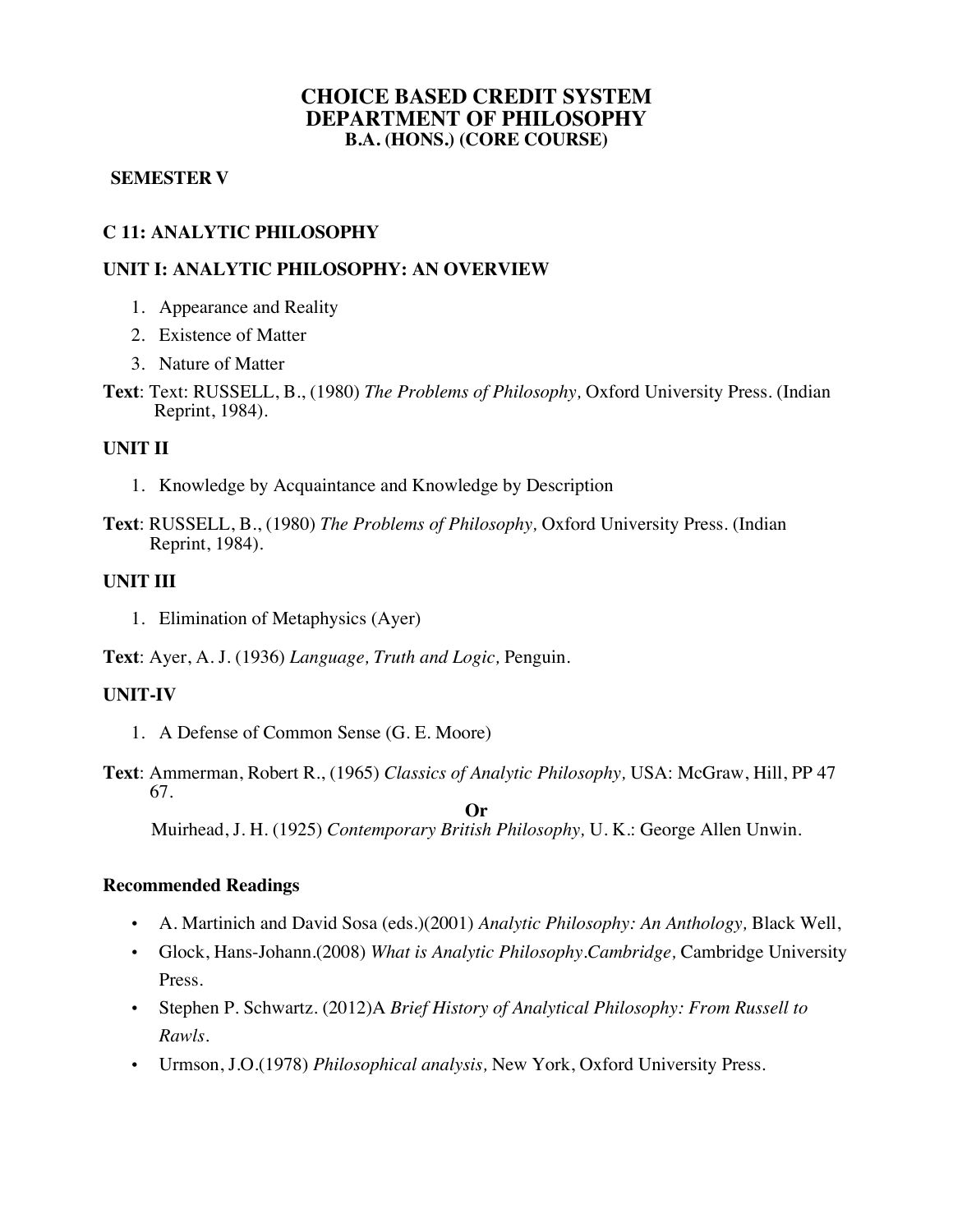# CHOICE BASED CREDIT SYSTEM
# DEPARTMENT OF PHILOSOPHY
### B.A. (HONS.) (CORE COURSE)

**SEMESTER V**

## C 11: ANALYTIC PHILOSOPHY

### UNIT I: ANALYTIC PHILOSOPHY: AN OVERVIEW

1. Appearance and Reality
2. Existence of Matter
3. Nature of Matter

**Text**: Text: RUSSELL, B., (1980) *The Problems of Philosophy,* Oxford University Press. (Indian Reprint, 1984).

### UNIT II

1. Knowledge by Acquaintance and Knowledge by Description

**Text**: RUSSELL, B., (1980) *The Problems of Philosophy,* Oxford University Press. (Indian Reprint, 1984).

### UNIT III

1. Elimination of Metaphysics (Ayer)

**Text**: Ayer, A. J. (1936) *Language, Truth and Logic,* Penguin.

### UNIT-IV

1. A Defense of Common Sense (G. E. Moore)

**Text**: Ammerman, Robert R., (1965) *Classics of Analytic Philosophy,* USA: McGraw, Hill, PP 47 67.

**Or**

Muirhead, J. H. (1925) *Contemporary British Philosophy,* U. K.: George Allen Unwin.

### Recommended Readings

- A. Martinich and David Sosa (eds.)(2001) *Analytic Philosophy: An Anthology,* Black Well,
- Glock, Hans-Johann.(2008) *What is Analytic Philosophy.Cambridge,* Cambridge University Press.
- Stephen P. Schwartz. (2012)A *Brief History of Analytical Philosophy: From Russell to Rawls.*
- Urmson, J.O.(1978) *Philosophical analysis,* New York, Oxford University Press.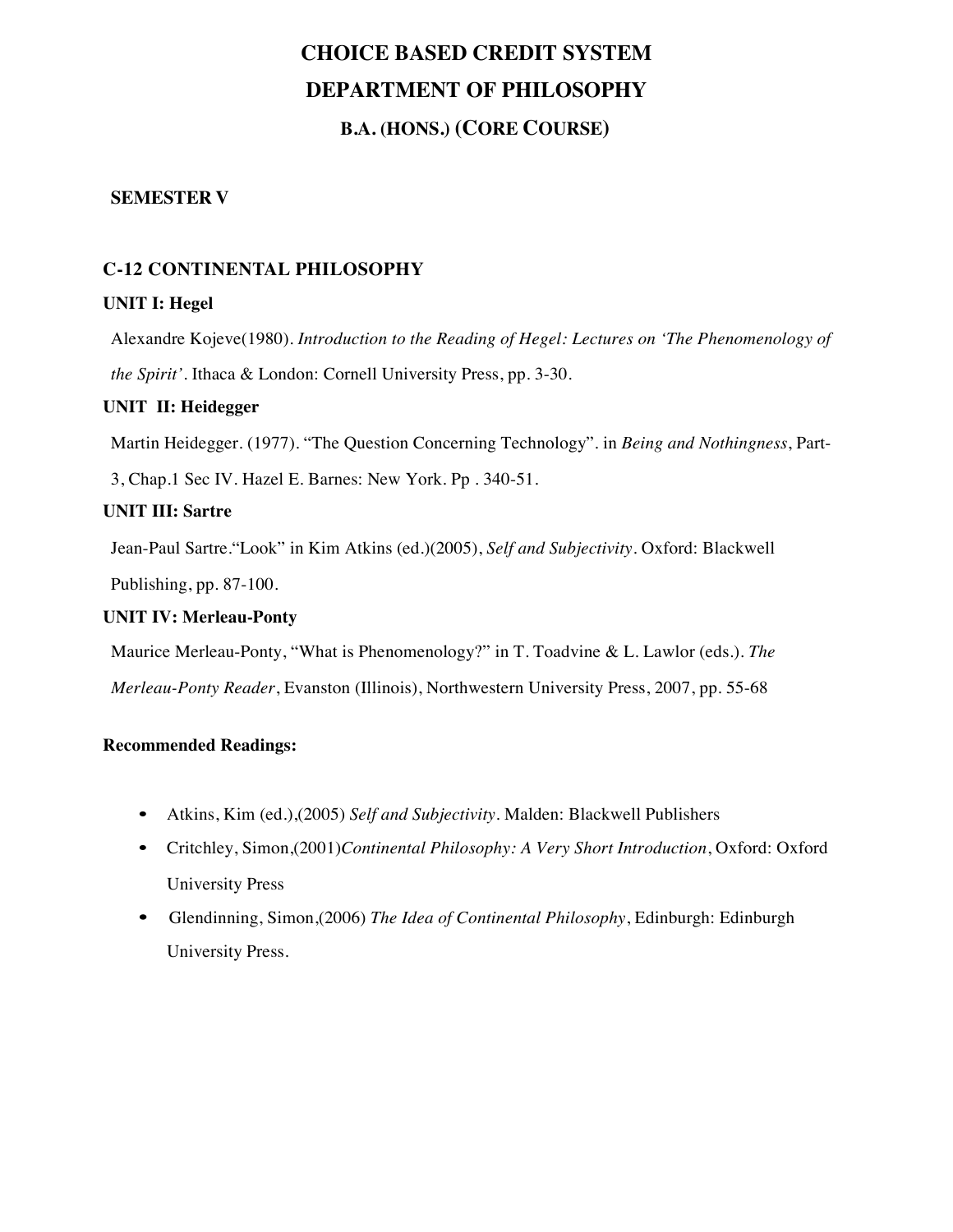# CHOICE BASED CREDIT SYSTEM

# DEPARTMENT OF PHILOSOPHY

## B.A. (HONS.) (CORE COURSE)

**SEMESTER V**

### C-12 CONTINENTAL PHILOSOPHY

**UNIT I: Hegel**

Alexandre Kojeve(1980). *Introduction to the Reading of Hegel: Lectures on 'The Phenomenology of the Spirit'*. Ithaca & London: Cornell University Press, pp. 3-30.

**UNIT II: Heidegger**

Martin Heidegger. (1977). "The Question Concerning Technology". in *Being and Nothingness*, Part-3, Chap.1 Sec IV. Hazel E. Barnes: New York. Pp . 340-51.

**UNIT III: Sartre**

Jean-Paul Sartre."Look" in Kim Atkins (ed.)(2005), *Self and Subjectivity*. Oxford: Blackwell Publishing, pp. 87-100.

**UNIT IV: Merleau-Ponty**

Maurice Merleau-Ponty, "What is Phenomenology?" in T. Toadvine & L. Lawlor (eds.). *The Merleau-Ponty Reader*, Evanston (Illinois), Northwestern University Press, 2007, pp. 55-68

**Recommended Readings:**

- Atkins, Kim (ed.),(2005) *Self and Subjectivity*. Malden: Blackwell Publishers
- Critchley, Simon,(2001)*Continental Philosophy: A Very Short Introduction*, Oxford: Oxford University Press
- Glendinning, Simon,(2006) *The Idea of Continental Philosophy*, Edinburgh: Edinburgh University Press.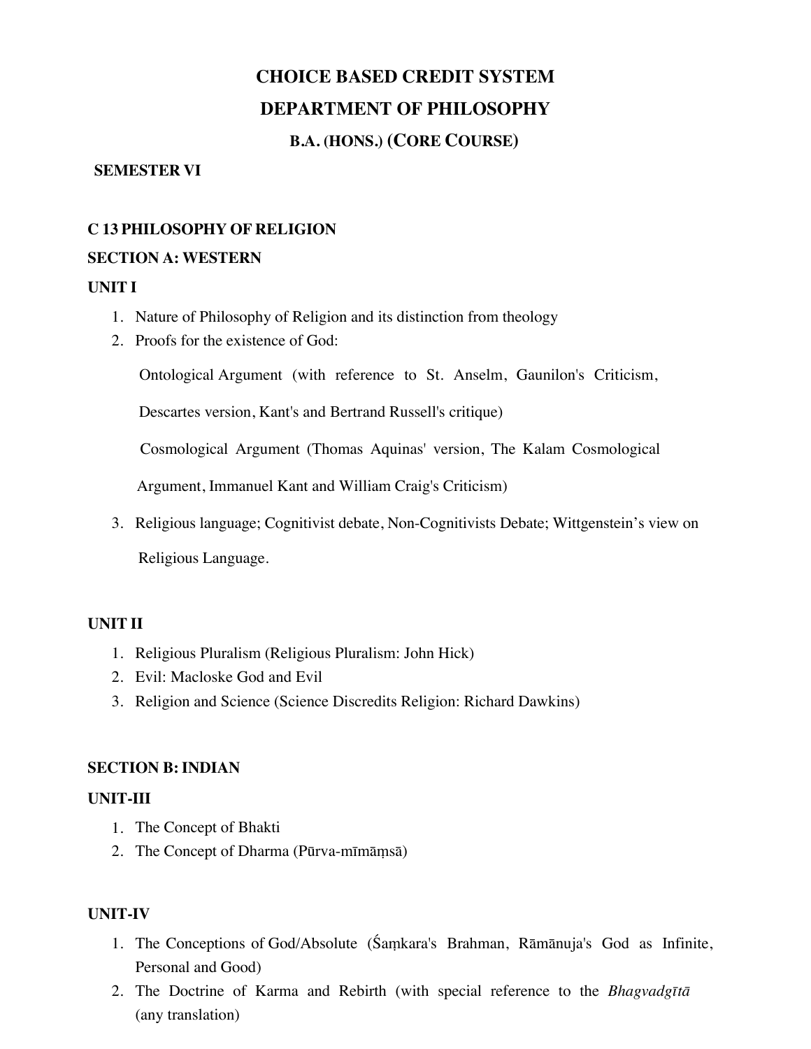# CHOICE BASED CREDIT SYSTEM

# DEPARTMENT OF PHILOSOPHY

## B.A. (HONS.) (CORE COURSE)

**SEMESTER VI**

### C 13 PHILOSOPHY OF RELIGION

**SECTION A: WESTERN**

**UNIT I**

1. Nature of Philosophy of Religion and its distinction from theology
2. Proofs for the existence of God:

   Ontological Argument (with reference to St. Anselm, Gaunilon's Criticism, Descartes version, Kant's and Bertrand Russell's critique)

   Cosmological Argument (Thomas Aquinas' version, The Kalam Cosmological Argument, Immanuel Kant and William Craig's Criticism)

3. Religious language; Cognitivist debate, Non-Cognitivists Debate; Wittgenstein's view on Religious Language.

**UNIT II**

1. Religious Pluralism (Religious Pluralism: John Hick)
2. Evil: Macloske God and Evil
3. Religion and Science (Science Discredits Religion: Richard Dawkins)

**SECTION B: INDIAN**

**UNIT-III**

1. The Concept of Bhakti
2. The Concept of Dharma (Pūrva-mīmāṃsā)

**UNIT-IV**

1. The Conceptions of God/Absolute (Śaṃkara's Brahman, Rāmānuja's God as Infinite, Personal and Good)
2. The Doctrine of Karma and Rebirth (with special reference to the *Bhagvadgītā* (any translation)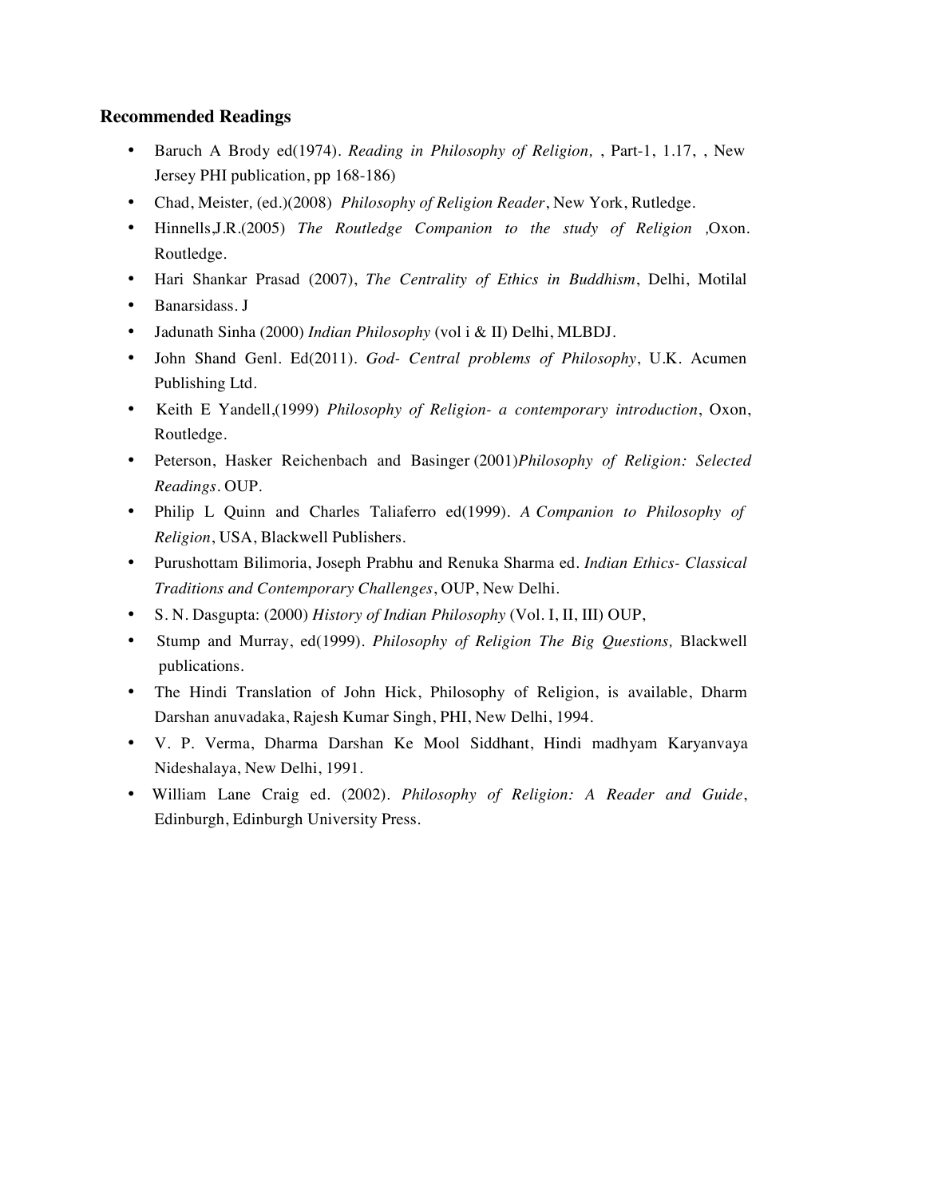**Recommended Readings**

- Baruch A Brody ed(1974). *Reading in Philosophy of Religion,* , Part-1, 1.17, , New Jersey PHI publication, pp 168-186)
- Chad, Meister, (ed.)(2008) *Philosophy of Religion Reader*, New York, Rutledge.
- Hinnells,J.R.(2005) *The Routledge Companion to the study of Religion* ,Oxon. Routledge.
- Hari Shankar Prasad (2007), *The Centrality of Ethics in Buddhism*, Delhi, Motilal
- Banarsidass. J
- Jadunath Sinha (2000) *Indian Philosophy* (vol i & II) Delhi, MLBDJ.
- John Shand Genl. Ed(2011). *God- Central problems of Philosophy*, U.K. Acumen Publishing Ltd.
- Keith E Yandell,(1999) *Philosophy of Religion- a contemporary introduction*, Oxon, Routledge.
- Peterson, Hasker Reichenbach and Basinger (2001)*Philosophy of Religion: Selected Readings*. OUP.
- Philip L Quinn and Charles Taliaferro ed(1999). *A Companion to Philosophy of Religion*, USA, Blackwell Publishers.
- Purushottam Bilimoria, Joseph Prabhu and Renuka Sharma ed. *Indian Ethics- Classical Traditions and Contemporary Challenges*, OUP, New Delhi.
- S. N. Dasgupta: (2000) *History of Indian Philosophy* (Vol. I, II, III) OUP,
- Stump and Murray, ed(1999). *Philosophy of Religion The Big Questions,* Blackwell publications.
- The Hindi Translation of John Hick, Philosophy of Religion, is available, Dharm Darshan anuvadaka, Rajesh Kumar Singh, PHI, New Delhi, 1994.
- V. P. Verma, Dharma Darshan Ke Mool Siddhant, Hindi madhyam Karyanvaya Nideshalaya, New Delhi, 1991.
- William Lane Craig ed. (2002). *Philosophy of Religion: A Reader and Guide*, Edinburgh, Edinburgh University Press.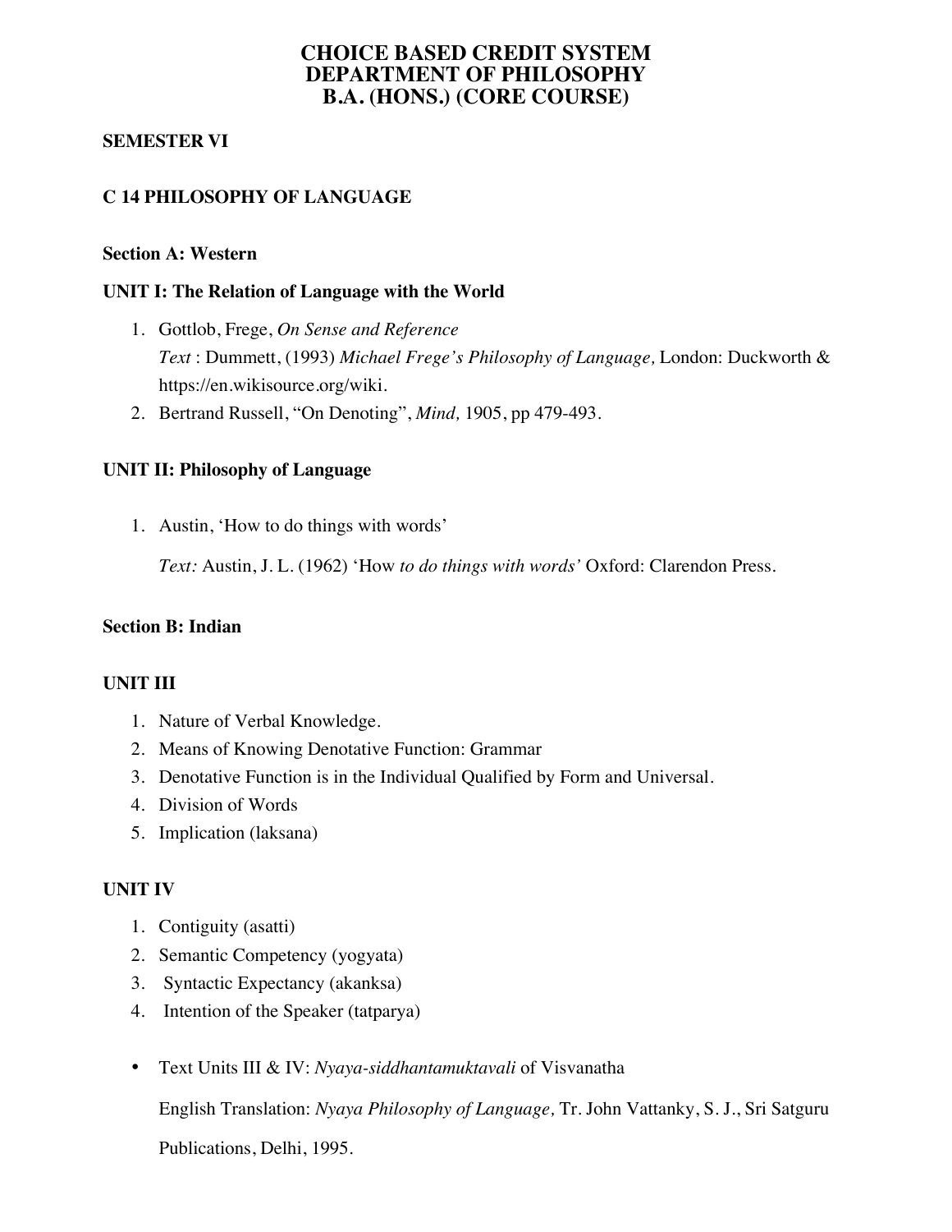# CHOICE BASED CREDIT SYSTEM
# DEPARTMENT OF PHILOSOPHY
# B.A. (HONS.) (CORE COURSE)

**SEMESTER VI**

## C 14 PHILOSOPHY OF LANGUAGE

### Section A: Western

### UNIT I: The Relation of Language with the World

1. Gottlob, Frege, *On Sense and Reference*
   *Text* : Dummett, (1993) *Michael Frege's Philosophy of Language,* London: Duckworth & https://en.wikisource.org/wiki.
2. Bertrand Russell, "On Denoting", *Mind,* 1905, pp 479-493.

### UNIT II: Philosophy of Language

1. Austin, 'How to do things with words'

   *Text:* Austin, J. L. (1962) 'How *to do things with words'* Oxford: Clarendon Press.

### Section B: Indian

### UNIT III

1. Nature of Verbal Knowledge.
2. Means of Knowing Denotative Function: Grammar
3. Denotative Function is in the Individual Qualified by Form and Universal.
4. Division of Words
5. Implication (laksana)

### UNIT IV

1. Contiguity (asatti)
2. Semantic Competency (yogyata)
3. Syntactic Expectancy (akanksa)
4. Intention of the Speaker (tatparya)

- Text Units III & IV: *Nyaya-siddhantamuktavali* of Visvanatha

  English Translation: *Nyaya Philosophy of Language,* Tr. John Vattanky, S. J., Sri Satguru Publications, Delhi, 1995.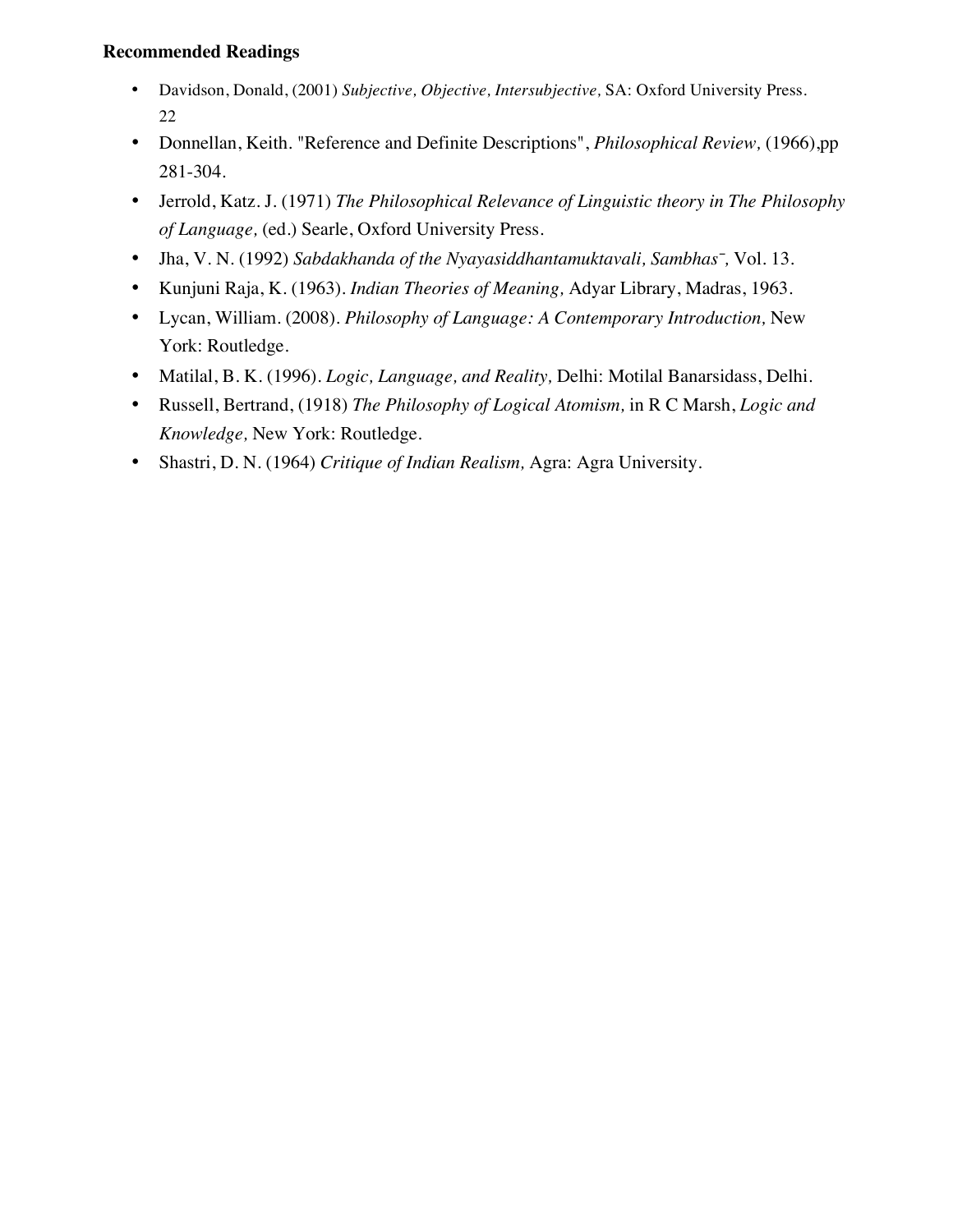**Recommended Readings**

- Davidson, Donald, (2001) *Subjective, Objective, Intersubjective,* SA: Oxford University Press.
- Donnellan, Keith. "Reference and Definite Descriptions", *Philosophical Review,* (1966),pp 281-304.
- Jerrold, Katz. J. (1971) *The Philosophical Relevance of Linguistic theory in The Philosophy of Language,* (ed.) Searle, Oxford University Press.
- Jha, V. N. (1992) *Sabdakhanda of the Nyayasiddhantamuktavali, Sambhas¯,* Vol. 13.
- Kunjuni Raja, K. (1963). *Indian Theories of Meaning,* Adyar Library, Madras, 1963.
- Lycan, William. (2008). *Philosophy of Language: A Contemporary Introduction,* New York: Routledge.
- Matilal, B. K. (1996). *Logic, Language, and Reality,* Delhi: Motilal Banarsidass, Delhi.
- Russell, Bertrand, (1918) *The Philosophy of Logical Atomism,* in R C Marsh, *Logic and Knowledge,* New York: Routledge.
- Shastri, D. N. (1964) *Critique of Indian Realism,* Agra: Agra University.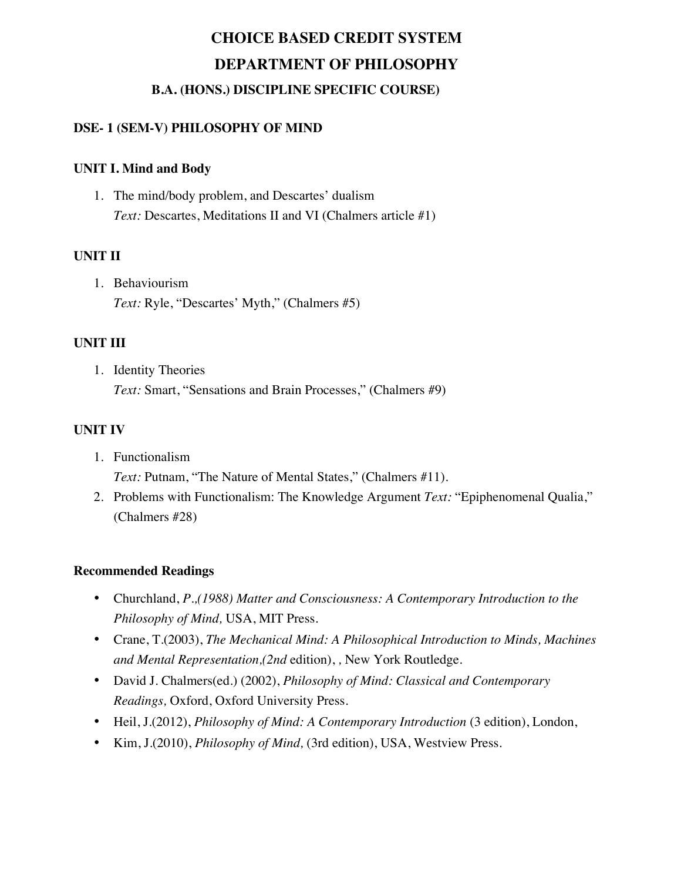# CHOICE BASED CREDIT SYSTEM

# DEPARTMENT OF PHILOSOPHY

## B.A. (HONS.) DISCIPLINE SPECIFIC COURSE)

### DSE- 1 (SEM-V) PHILOSOPHY OF MIND

### UNIT I. Mind and Body

1. The mind/body problem, and Descartes' dualism
   *Text:* Descartes, Meditations II and VI (Chalmers article #1)

### UNIT II

1. Behaviourism
   *Text:* Ryle, "Descartes' Myth," (Chalmers #5)

### UNIT III

1. Identity Theories
   *Text:* Smart, "Sensations and Brain Processes," (Chalmers #9)

### UNIT IV

1. Functionalism
   *Text:* Putnam, "The Nature of Mental States," (Chalmers #11).
2. Problems with Functionalism: The Knowledge Argument *Text:* "Epiphenomenal Qualia," (Chalmers #28)

### Recommended Readings

- Churchland, *P.,(1988) Matter and Consciousness: A Contemporary Introduction to the Philosophy of Mind,* USA, MIT Press.
- Crane, T.(2003), *The Mechanical Mind: A Philosophical Introduction to Minds, Machines and Mental Representation,(2nd* edition), , New York Routledge.
- David J. Chalmers(ed.) (2002), *Philosophy of Mind: Classical and Contemporary Readings,* Oxford, Oxford University Press.
- Heil, J.(2012), *Philosophy of Mind: A Contemporary Introduction* (3 edition), London,
- Kim, J.(2010), *Philosophy of Mind,* (3rd edition), USA, Westview Press.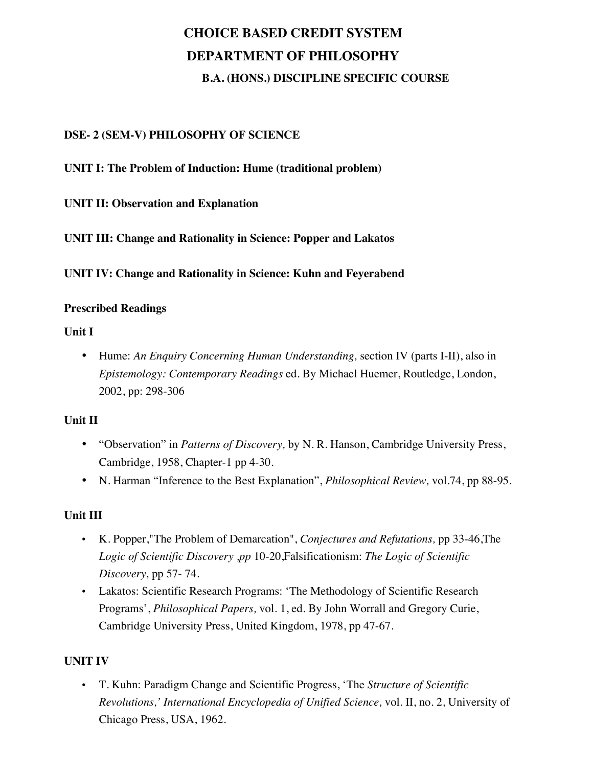# CHOICE BASED CREDIT SYSTEM

## DEPARTMENT OF PHILOSOPHY

### B.A. (HONS.) DISCIPLINE SPECIFIC COURSE

**DSE- 2 (SEM-V) PHILOSOPHY OF SCIENCE**

**UNIT I: The Problem of Induction: Hume (traditional problem)**

**UNIT II: Observation and Explanation**

**UNIT III: Change and Rationality in Science: Popper and Lakatos**

**UNIT IV: Change and Rationality in Science: Kuhn and Feyerabend**

**Prescribed Readings**

**Unit I**

- Hume: *An Enquiry Concerning Human Understanding,* section IV (parts I-II), also in *Epistemology: Contemporary Readings* ed. By Michael Huemer, Routledge, London, 2002, pp: 298-306

**Unit II**

- "Observation" in *Patterns of Discovery,* by N. R. Hanson, Cambridge University Press, Cambridge, 1958, Chapter-1 pp 4-30.
- N. Harman "Inference to the Best Explanation", *Philosophical Review,* vol.74, pp 88-95.

**Unit III**

- K. Popper,"The Problem of Demarcation", *Conjectures and Refutations,* pp 33-46,The *Logic of Scientific Discovery ,pp* 10-20,Falsificationism: *The Logic of Scientific Discovery,* pp 57- 74.
- Lakatos: Scientific Research Programs: 'The Methodology of Scientific Research Programs', *Philosophical Papers,* vol. 1, ed. By John Worrall and Gregory Curie, Cambridge University Press, United Kingdom, 1978, pp 47-67.

**UNIT IV**

- T. Kuhn: Paradigm Change and Scientific Progress, 'The *Structure of Scientific Revolutions,' International Encyclopedia of Unified Science,* vol. II, no. 2, University of Chicago Press, USA, 1962.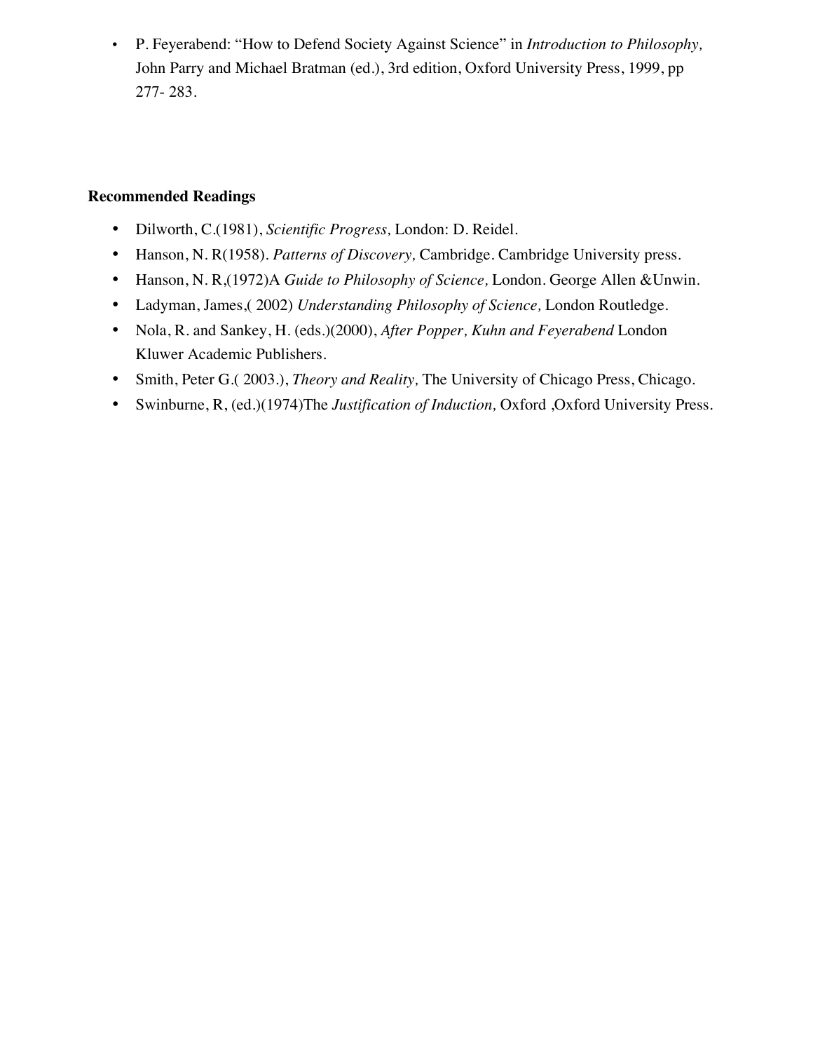- P. Feyerabend: "How to Defend Society Against Science" in *Introduction to Philosophy,* John Parry and Michael Bratman (ed.), 3rd edition, Oxford University Press, 1999, pp 277- 283.

**Recommended Readings**

- Dilworth, C.(1981), *Scientific Progress,* London: D. Reidel.
- Hanson, N. R(1958). *Patterns of Discovery,* Cambridge. Cambridge University press.
- Hanson, N. R,(1972)A *Guide to Philosophy of Science,* London. George Allen &Unwin.
- Ladyman, James,( 2002) *Understanding Philosophy of Science,* London Routledge.
- Nola, R. and Sankey, H. (eds.)(2000), *After Popper, Kuhn and Feyerabend* London Kluwer Academic Publishers.
- Smith, Peter G.( 2003.), *Theory and Reality,* The University of Chicago Press, Chicago.
- Swinburne, R, (ed.)(1974)The *Justification of Induction,* Oxford ,Oxford University Press.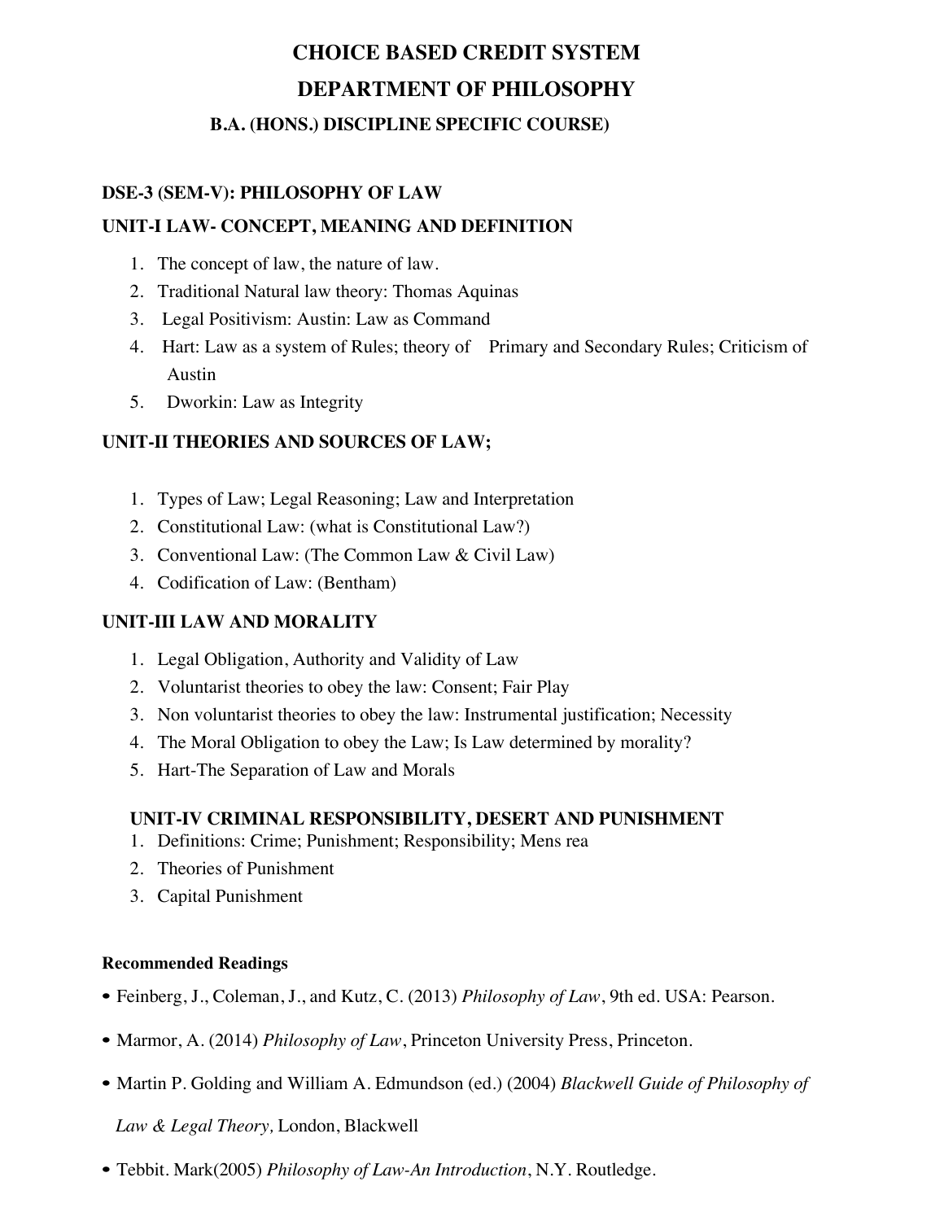# CHOICE BASED CREDIT SYSTEM

# DEPARTMENT OF PHILOSOPHY

## B.A. (HONS.) DISCIPLINE SPECIFIC COURSE)

### DSE-3 (SEM-V): PHILOSOPHY OF LAW

### UNIT-I LAW- CONCEPT, MEANING AND DEFINITION

1. The concept of law, the nature of law.
2. Traditional Natural law theory: Thomas Aquinas
3. Legal Positivism: Austin: Law as Command
4. Hart: Law as a system of Rules; theory of Primary and Secondary Rules; Criticism of Austin
5. Dworkin: Law as Integrity

### UNIT-II THEORIES AND SOURCES OF LAW;

1. Types of Law; Legal Reasoning; Law and Interpretation
2. Constitutional Law: (what is Constitutional Law?)
3. Conventional Law: (The Common Law & Civil Law)
4. Codification of Law: (Bentham)

### UNIT-III LAW AND MORALITY

1. Legal Obligation, Authority and Validity of Law
2. Voluntarist theories to obey the law: Consent; Fair Play
3. Non voluntarist theories to obey the law: Instrumental justification; Necessity
4. The Moral Obligation to obey the Law; Is Law determined by morality?
5. Hart-The Separation of Law and Morals

### UNIT-IV CRIMINAL RESPONSIBILITY, DESERT AND PUNISHMENT

1. Definitions: Crime; Punishment; Responsibility; Mens rea
2. Theories of Punishment
3. Capital Punishment

**Recommended Readings**

- Feinberg, J., Coleman, J., and Kutz, C. (2013) *Philosophy of Law*, 9th ed. USA: Pearson.
- Marmor, A. (2014) *Philosophy of Law*, Princeton University Press, Princeton.
- Martin P. Golding and William A. Edmundson (ed.) (2004) *Blackwell Guide of Philosophy of Law & Legal Theory,* London, Blackwell
- Tebbit. Mark(2005) *Philosophy of Law-An Introduction*, N.Y. Routledge.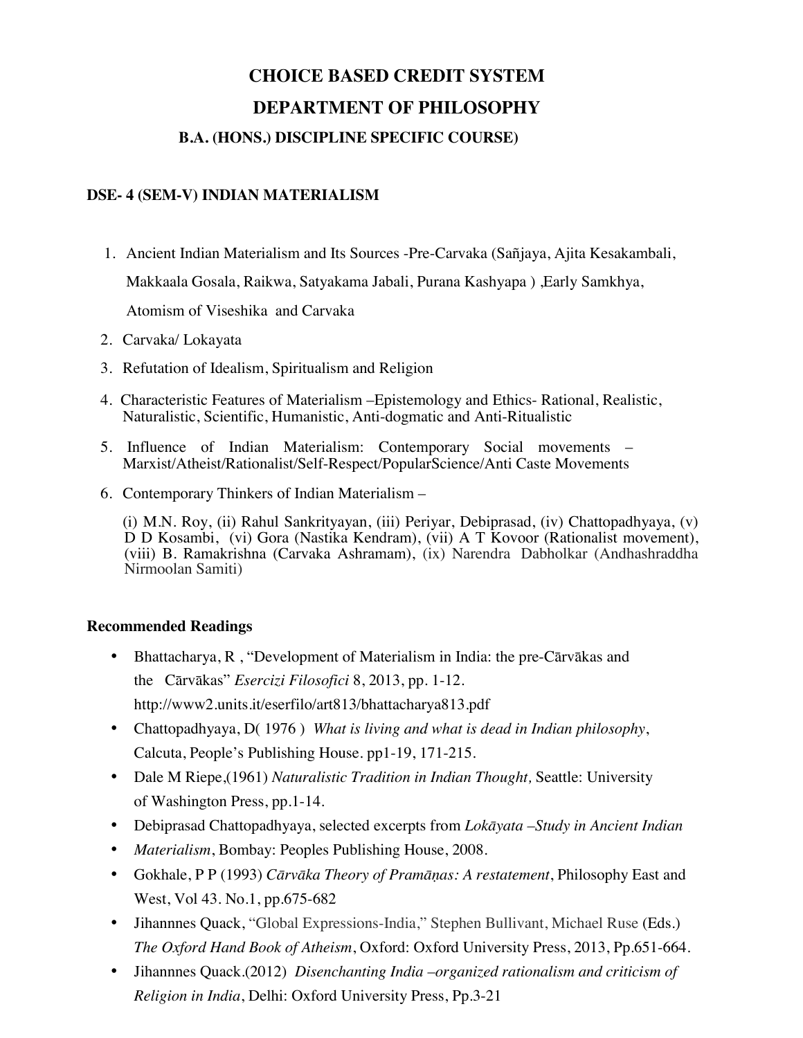# CHOICE BASED CREDIT SYSTEM

# DEPARTMENT OF PHILOSOPHY

## B.A. (HONS.) DISCIPLINE SPECIFIC COURSE)

### DSE- 4 (SEM-V) INDIAN MATERIALISM

1. Ancient Indian Materialism and Its Sources -Pre-Carvaka (Sañjaya, Ajita Kesakambali, Makkaala Gosala, Raikwa, Satyakama Jabali, Purana Kashyapa ) ,Early Samkhya, Atomism of Viseshika and Carvaka
2. Carvaka/ Lokayata
3. Refutation of Idealism, Spiritualism and Religion
4. Characteristic Features of Materialism –Epistemology and Ethics- Rational, Realistic, Naturalistic, Scientific, Humanistic, Anti-dogmatic and Anti-Ritualistic
5. Influence of Indian Materialism: Contemporary Social movements – Marxist/Atheist/Rationalist/Self-Respect/PopularScience/Anti Caste Movements
6. Contemporary Thinkers of Indian Materialism –

   (i) M.N. Roy, (ii) Rahul Sankrityayan, (iii) Periyar, Debiprasad, (iv) Chattopadhyaya, (v) D D Kosambi, (vi) Gora (Nastika Kendram), (vii) A T Kovoor (Rationalist movement), (viii) B. Ramakrishna (Carvaka Ashramam), (ix) Narendra Dabholkar (Andhashraddha Nirmoolan Samiti)

**Recommended Readings**

- Bhattacharya, R , "Development of Materialism in India: the pre-Cārvākas and the Cārvākas" *Esercizi Filosofici* 8, 2013, pp. 1-12. http://www2.units.it/eserfilo/art813/bhattacharya813.pdf
- Chattopadhyaya, D( 1976 ) *What is living and what is dead in Indian philosophy*, Calcuta, People's Publishing House. pp1-19, 171-215.
- Dale M Riepe,(1961) *Naturalistic Tradition in Indian Thought,* Seattle: University of Washington Press, pp.1-14.
- Debiprasad Chattopadhyaya, selected excerpts from *Lokāyata –Study in Ancient Indian*
- *Materialism*, Bombay: Peoples Publishing House, 2008.
- Gokhale, P P (1993) *Cārvāka Theory of Pramāṇas: A restatement*, Philosophy East and West, Vol 43. No.1, pp.675-682
- Jihannnes Quack, "Global Expressions-India," Stephen Bullivant, Michael Ruse (Eds.) *The Oxford Hand Book of Atheism*, Oxford: Oxford University Press, 2013, Pp.651-664.
- Jihannnes Quack.(2012) *Disenchanting India –organized rationalism and criticism of Religion in India*, Delhi: Oxford University Press, Pp.3-21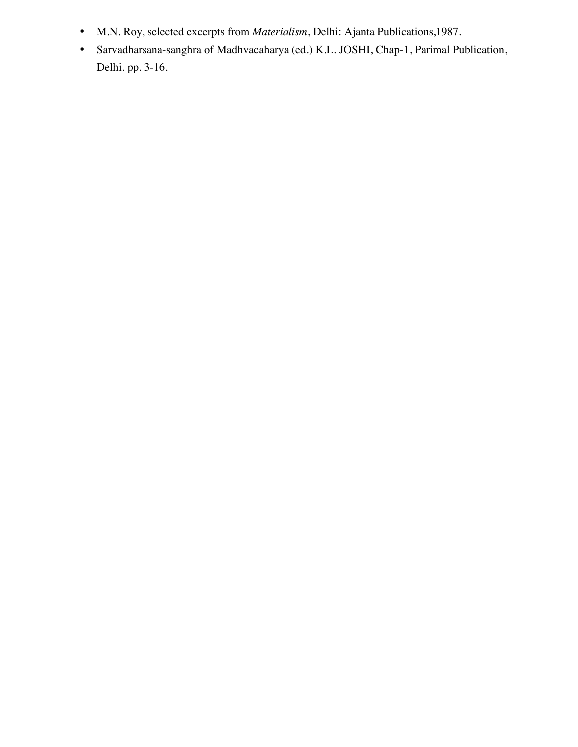- M.N. Roy, selected excerpts from *Materialism*, Delhi: Ajanta Publications,1987.
- Sarvadharsana-sanghra of Madhvacaharya (ed.) K.L. JOSHI, Chap-1, Parimal Publication, Delhi. pp. 3-16.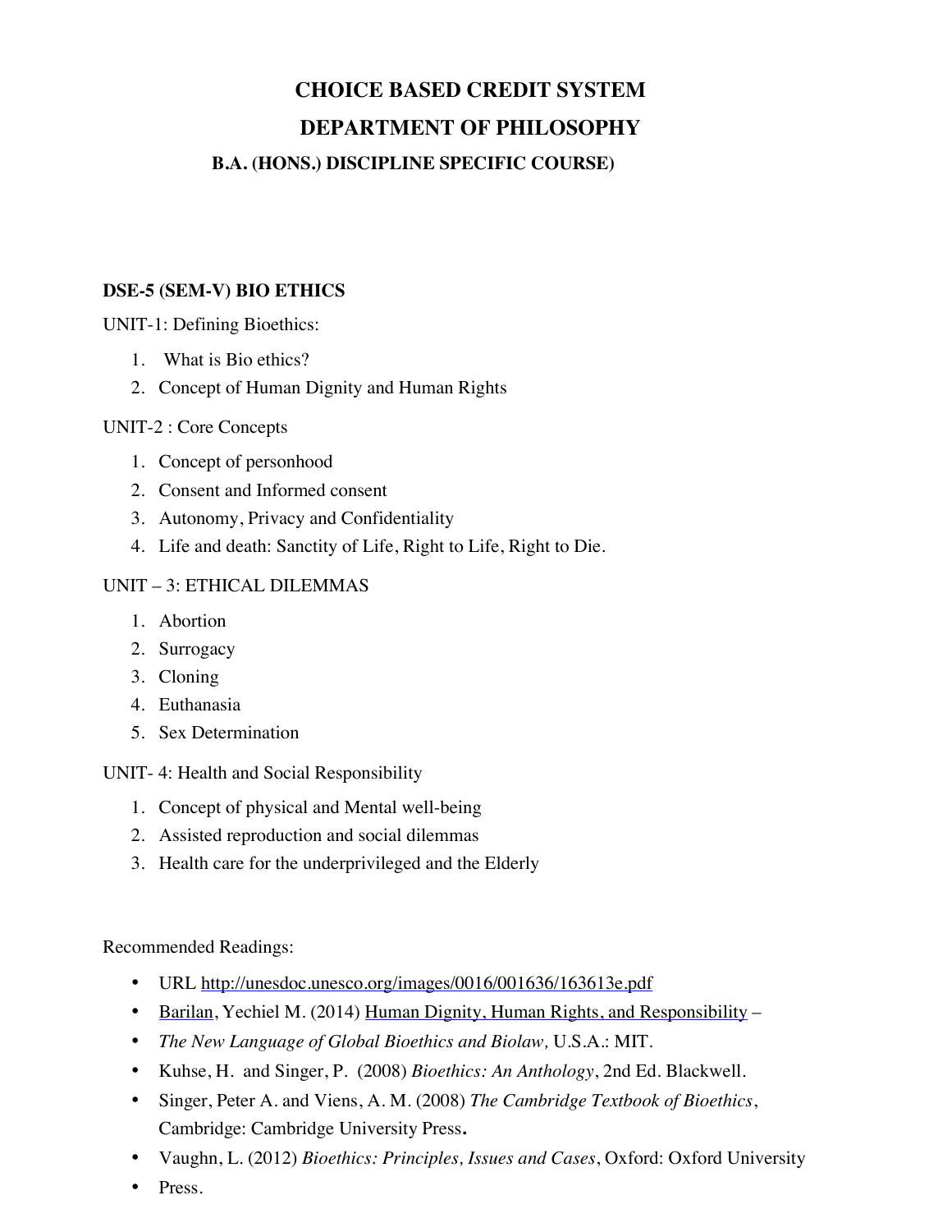# CHOICE BASED CREDIT SYSTEM

# DEPARTMENT OF PHILOSOPHY

### B.A. (HONS.) DISCIPLINE SPECIFIC COURSE)

**DSE-5 (SEM-V) BIO ETHICS**

UNIT-1: Defining Bioethics:

1. What is Bio ethics?
2. Concept of Human Dignity and Human Rights

UNIT-2 : Core Concepts

1. Concept of personhood
2. Consent and Informed consent
3. Autonomy, Privacy and Confidentiality
4. Life and death: Sanctity of Life, Right to Life, Right to Die.

UNIT – 3: ETHICAL DILEMMAS

1. Abortion
2. Surrogacy
3. Cloning
4. Euthanasia
5. Sex Determination

UNIT- 4: Health and Social Responsibility

1. Concept of physical and Mental well-being
2. Assisted reproduction and social dilemmas
3. Health care for the underprivileged and the Elderly

Recommended Readings:

- URL http://unesdoc.unesco.org/images/0016/001636/163613e.pdf
- Barilan, Yechiel M. (2014) Human Dignity, Human Rights, and Responsibility –
- *The New Language of Global Bioethics and Biolaw,* U.S.A.: MIT.
- Kuhse, H. and Singer, P. (2008) *Bioethics: An Anthology*, 2nd Ed. Blackwell.
- Singer, Peter A. and Viens, A. M. (2008) *The Cambridge Textbook of Bioethics*, Cambridge: Cambridge University Press**.**
- Vaughn, L. (2012) *Bioethics: Principles, Issues and Cases*, Oxford: Oxford University
- Press.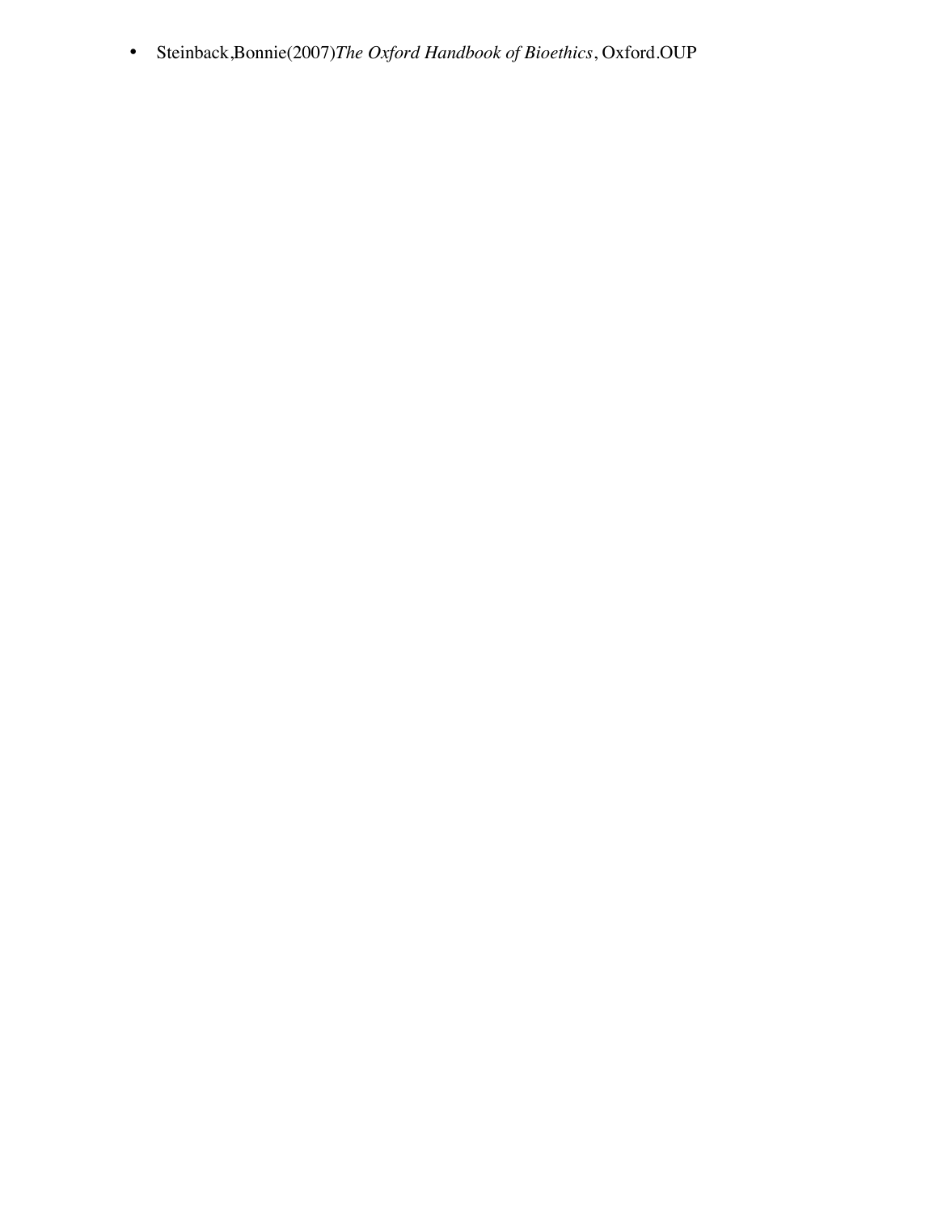- Steinback,Bonnie(2007)*The Oxford Handbook of Bioethics*, Oxford.OUP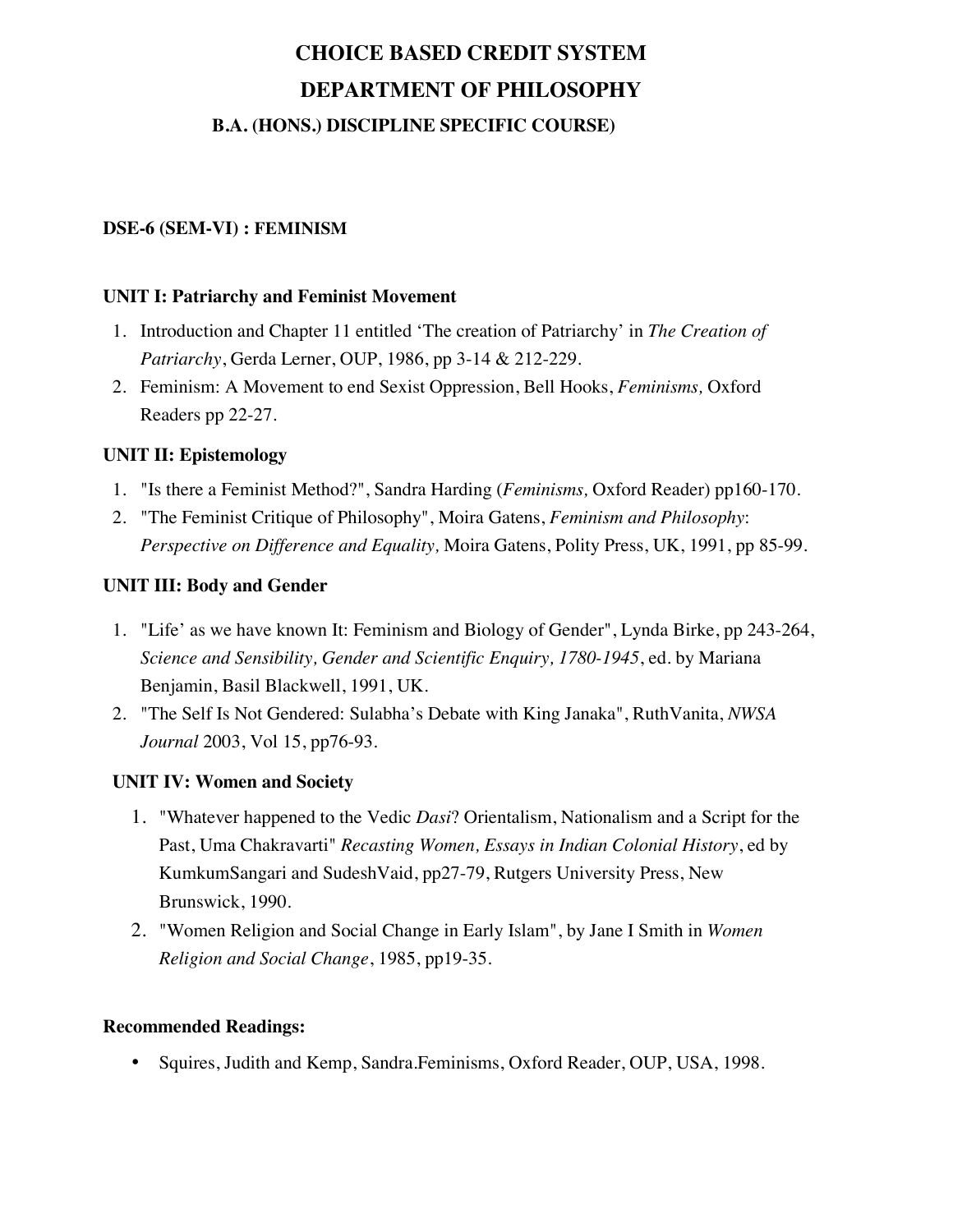# CHOICE BASED CREDIT SYSTEM

# DEPARTMENT OF PHILOSOPHY

## B.A. (HONS.) DISCIPLINE SPECIFIC COURSE)

**DSE-6 (SEM-VI) : FEMINISM**

**UNIT I: Patriarchy and Feminist Movement**

1. Introduction and Chapter 11 entitled 'The creation of Patriarchy' in *The Creation of Patriarchy*, Gerda Lerner, OUP, 1986, pp 3-14 & 212-229.
2. Feminism: A Movement to end Sexist Oppression, Bell Hooks, *Feminisms,* Oxford Readers pp 22-27.

**UNIT II: Epistemology**

1. "Is there a Feminist Method?", Sandra Harding (*Feminisms,* Oxford Reader) pp160-170.
2. "The Feminist Critique of Philosophy", Moira Gatens, *Feminism and Philosophy*: *Perspective on Difference and Equality,* Moira Gatens, Polity Press, UK, 1991, pp 85-99.

**UNIT III: Body and Gender**

1. "Life' as we have known It: Feminism and Biology of Gender", Lynda Birke, pp 243-264, *Science and Sensibility, Gender and Scientific Enquiry, 1780-1945*, ed. by Mariana Benjamin, Basil Blackwell, 1991, UK.
2. "The Self Is Not Gendered: Sulabha's Debate with King Janaka", RuthVanita, *NWSA Journal* 2003, Vol 15, pp76-93.

**UNIT IV: Women and Society**

1. "Whatever happened to the Vedic *Dasi*? Orientalism, Nationalism and a Script for the Past, Uma Chakravarti" *Recasting Women, Essays in Indian Colonial History*, ed by KumkumSangari and SudeshVaid, pp27-79, Rutgers University Press, New Brunswick, 1990.
2. "Women Religion and Social Change in Early Islam", by Jane I Smith in *Women Religion and Social Change*, 1985, pp19-35.

**Recommended Readings:**

- Squires, Judith and Kemp, Sandra.Feminisms, Oxford Reader, OUP, USA, 1998.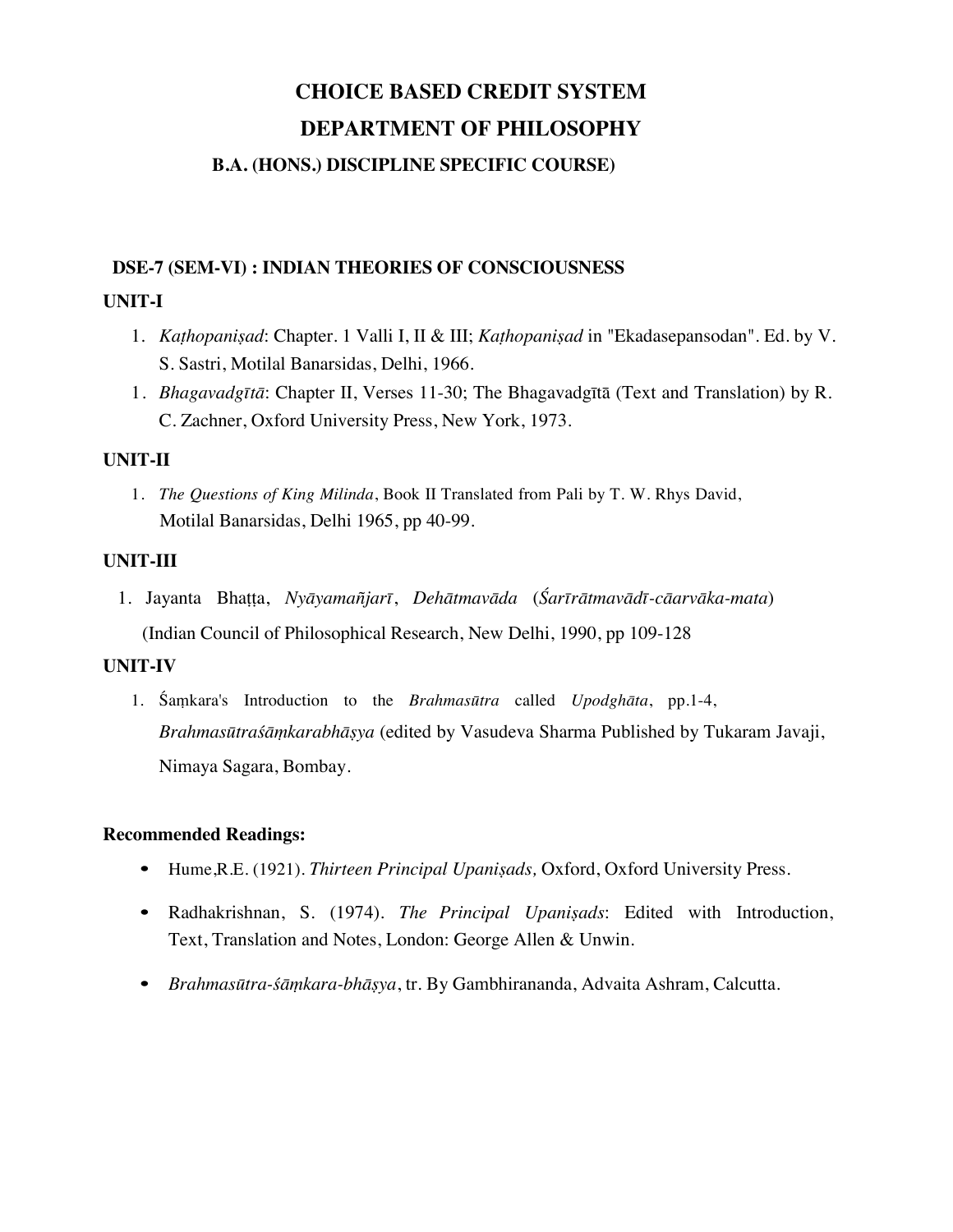# CHOICE BASED CREDIT SYSTEM

## DEPARTMENT OF PHILOSOPHY

### B.A. (HONS.) DISCIPLINE SPECIFIC COURSE)

**DSE-7 (SEM-VI) : INDIAN THEORIES OF CONSCIOUSNESS**

**UNIT-I**

1. *Kaṭhopaniṣad*: Chapter. 1 Valli I, II & III; *Kaṭhopaniṣad* in "Ekadasepansodan". Ed. by V. S. Sastri, Motilal Banarsidas, Delhi, 1966.
1. *Bhagavadgītā*: Chapter II, Verses 11-30; The Bhagavadgītā (Text and Translation) by R. C. Zachner, Oxford University Press, New York, 1973.

**UNIT-II**

1. *The Questions of King Milinda*, Book II Translated from Pali by T. W. Rhys David, Motilal Banarsidas, Delhi 1965, pp 40-99.

**UNIT-III**

1. Jayanta Bhaṭṭa, *Nyāyamañjarī*, *Dehātmavāda* (*Śarīrātmavādī-cāarvāka-mata*) (Indian Council of Philosophical Research, New Delhi, 1990, pp 109-128

**UNIT-IV**

1. Śaṃkara's Introduction to the *Brahmasūtra* called *Upodghāta*, pp.1-4, *Brahmasūtraśāṃkarabhāṣya* (edited by Vasudeva Sharma Published by Tukaram Javaji, Nimaya Sagara, Bombay.

**Recommended Readings:**

- Hume,R.E. (1921). *Thirteen Principal Upaniṣads,* Oxford, Oxford University Press.
- Radhakrishnan, S. (1974). *The Principal Upaniṣads*: Edited with Introduction, Text, Translation and Notes, London: George Allen & Unwin.
- *Brahmasūtra-śāṃkara-bhāṣya*, tr. By Gambhirananda, Advaita Ashram, Calcutta.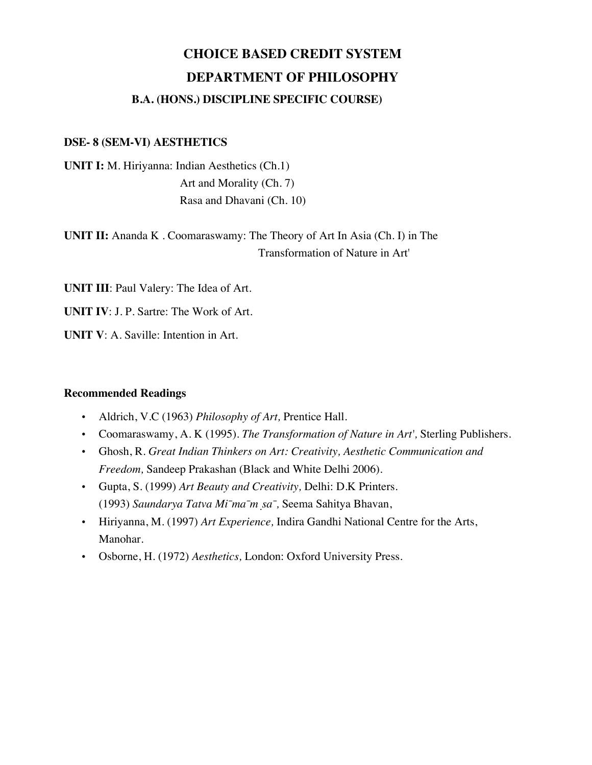# CHOICE BASED CREDIT SYSTEM

## DEPARTMENT OF PHILOSOPHY

### B.A. (HONS.) DISCIPLINE SPECIFIC COURSE)

**DSE- 8 (SEM-VI) AESTHETICS**

**UNIT I:** M. Hiriyanna: Indian Aesthetics (Ch.1)
Art and Morality (Ch. 7)
Rasa and Dhavani (Ch. 10)

**UNIT II:** Ananda K . Coomaraswamy: The Theory of Art In Asia (Ch. I) in The Transformation of Nature in Art'

**UNIT III**: Paul Valery: The Idea of Art.

**UNIT IV**: J. P. Sartre: The Work of Art.

**UNIT V**: A. Saville: Intention in Art.

**Recommended Readings**

- Aldrich, V.C (1963) *Philosophy of Art,* Prentice Hall.
- Coomaraswamy, A. K (1995). *The Transformation of Nature in Art',* Sterling Publishers.
- Ghosh, R. *Great Indian Thinkers on Art: Creativity, Aesthetic Communication and Freedom,* Sandeep Prakashan (Black and White Delhi 2006).
- Gupta, S. (1999) *Art Beauty and Creativity,* Delhi: D.K Printers.
  (1993) *Saundarya Tatva Mi¯ma¯m ̣sa¯,* Seema Sahitya Bhavan,
- Hiriyanna, M. (1997) *Art Experience,* Indira Gandhi National Centre for the Arts, Manohar.
- Osborne, H. (1972) *Aesthetics,* London: Oxford University Press.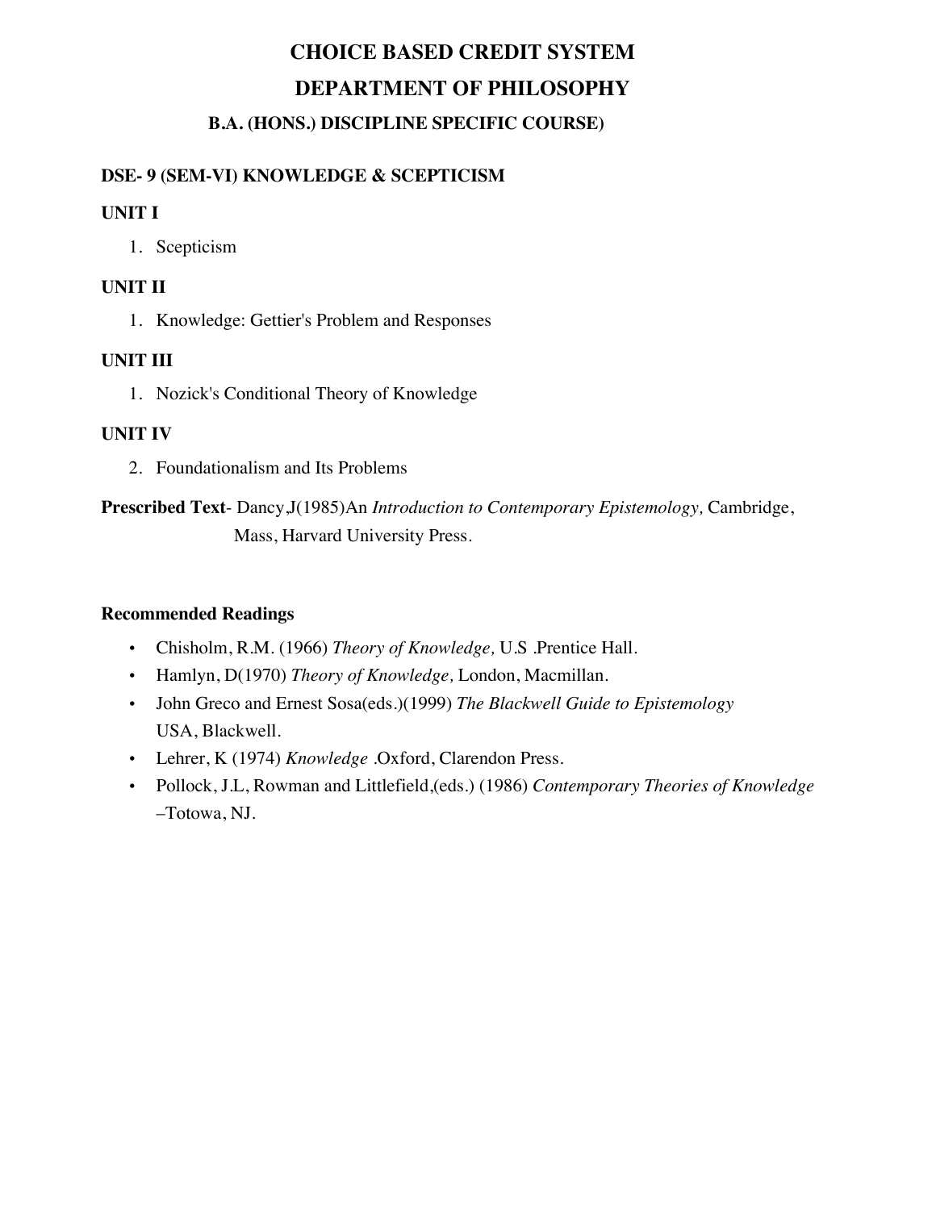# CHOICE BASED CREDIT SYSTEM

# DEPARTMENT OF PHILOSOPHY

## B.A. (HONS.) DISCIPLINE SPECIFIC COURSE)

### DSE- 9 (SEM-VI) KNOWLEDGE & SCEPTICISM

### UNIT I

1. Scepticism

### UNIT II

1. Knowledge: Gettier's Problem and Responses

### UNIT III

1. Nozick's Conditional Theory of Knowledge

### UNIT IV

2. Foundationalism and Its Problems

**Prescribed Text**- Dancy,J(1985)An *Introduction to Contemporary Epistemology,* Cambridge, Mass, Harvard University Press.

### Recommended Readings

- Chisholm, R.M. (1966) *Theory of Knowledge,* U.S .Prentice Hall.
- Hamlyn, D(1970) *Theory of Knowledge,* London, Macmillan.
- John Greco and Ernest Sosa(eds.)(1999) *The Blackwell Guide to Epistemology* USA, Blackwell.
- Lehrer, K (1974) *Knowledge* .Oxford, Clarendon Press.
- Pollock, J.L, Rowman and Littlefield,(eds.) (1986) *Contemporary Theories of Knowledge* –Totowa, NJ.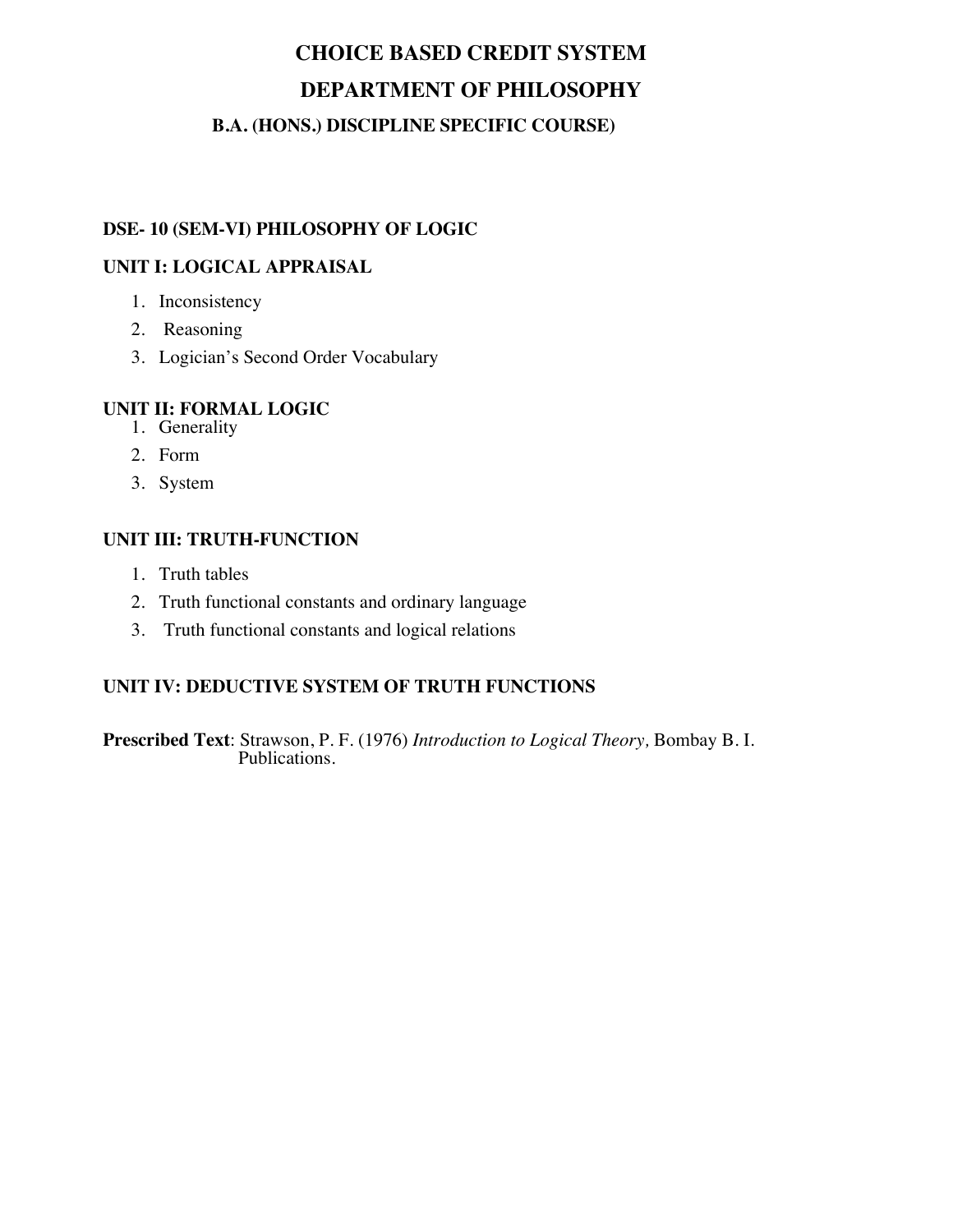# CHOICE BASED CREDIT SYSTEM

# DEPARTMENT OF PHILOSOPHY

## B.A. (HONS.) DISCIPLINE SPECIFIC COURSE)

### DSE- 10 (SEM-VI) PHILOSOPHY OF LOGIC

### UNIT I: LOGICAL APPRAISAL

1. Inconsistency
2. Reasoning
3. Logician's Second Order Vocabulary

### UNIT II: FORMAL LOGIC

1. Generality
2. Form
3. System

### UNIT III: TRUTH-FUNCTION

1. Truth tables
2. Truth functional constants and ordinary language
3. Truth functional constants and logical relations

### UNIT IV: DEDUCTIVE SYSTEM OF TRUTH FUNCTIONS

**Prescribed Text**: Strawson, P. F. (1976) *Introduction to Logical Theory,* Bombay B. I. Publications.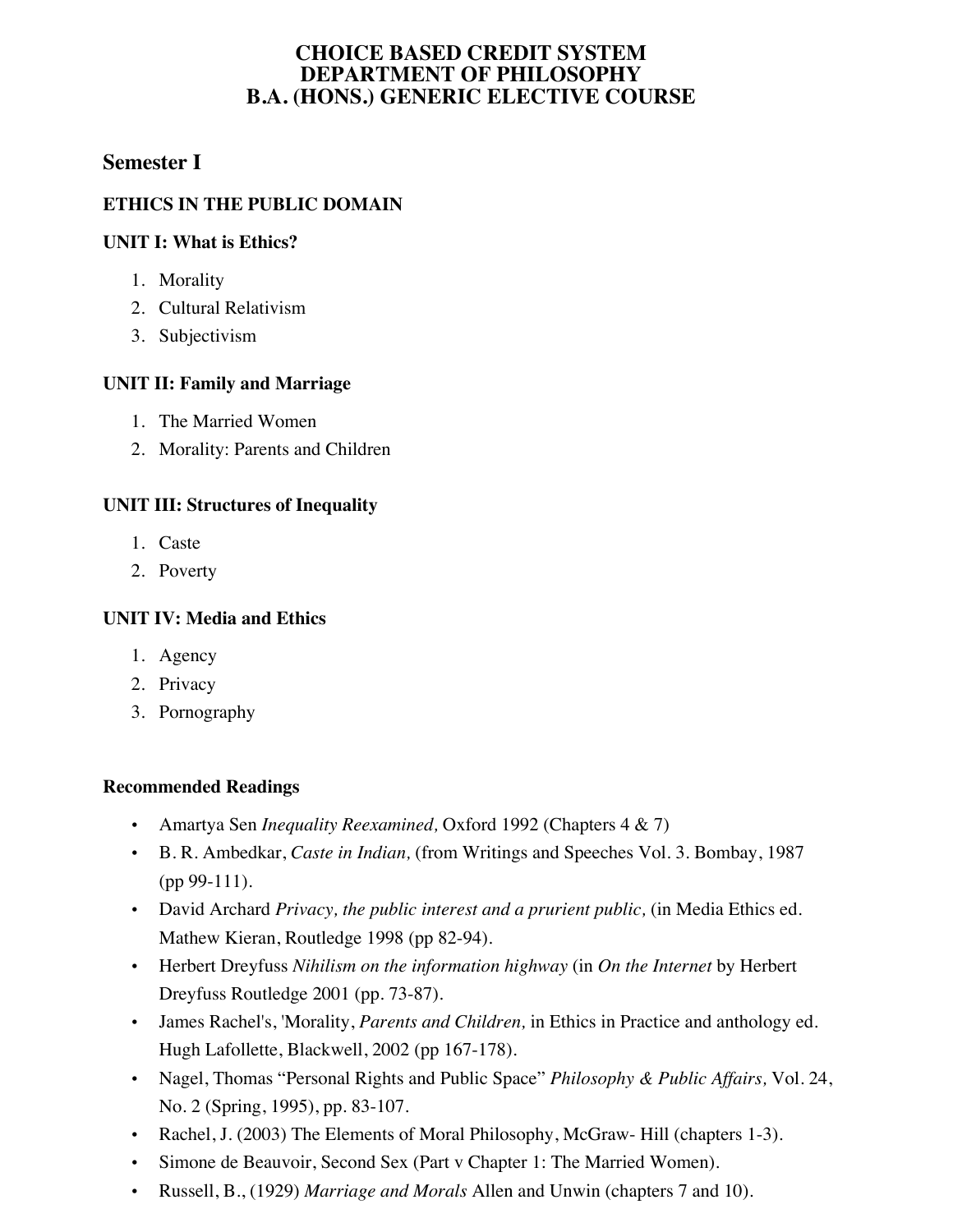# CHOICE BASED CREDIT SYSTEM
# DEPARTMENT OF PHILOSOPHY
# B.A. (HONS.) GENERIC ELECTIVE COURSE

## Semester I

### ETHICS IN THE PUBLIC DOMAIN

#### UNIT I: What is Ethics?

1. Morality
2. Cultural Relativism
3. Subjectivism

#### UNIT II: Family and Marriage

1. The Married Women
2. Morality: Parents and Children

#### UNIT III: Structures of Inequality

1. Caste
2. Poverty

#### UNIT IV: Media and Ethics

1. Agency
2. Privacy
3. Pornography

#### Recommended Readings

- Amartya Sen *Inequality Reexamined,* Oxford 1992 (Chapters 4 & 7)
- B. R. Ambedkar, *Caste in Indian,* (from Writings and Speeches Vol. 3. Bombay, 1987 (pp 99-111).
- David Archard *Privacy, the public interest and a prurient public,* (in Media Ethics ed. Mathew Kieran, Routledge 1998 (pp 82-94).
- Herbert Dreyfuss *Nihilism on the information highway* (in *On the Internet* by Herbert Dreyfuss Routledge 2001 (pp. 73-87).
- James Rachel's, 'Morality, *Parents and Children,* in Ethics in Practice and anthology ed. Hugh Lafollette, Blackwell, 2002 (pp 167-178).
- Nagel, Thomas "Personal Rights and Public Space" *Philosophy & Public Affairs,* Vol. 24, No. 2 (Spring, 1995), pp. 83-107.
- Rachel, J. (2003) The Elements of Moral Philosophy, McGraw- Hill (chapters 1-3).
- Simone de Beauvoir, Second Sex (Part v Chapter 1: The Married Women).
- Russell, B., (1929) *Marriage and Morals* Allen and Unwin (chapters 7 and 10).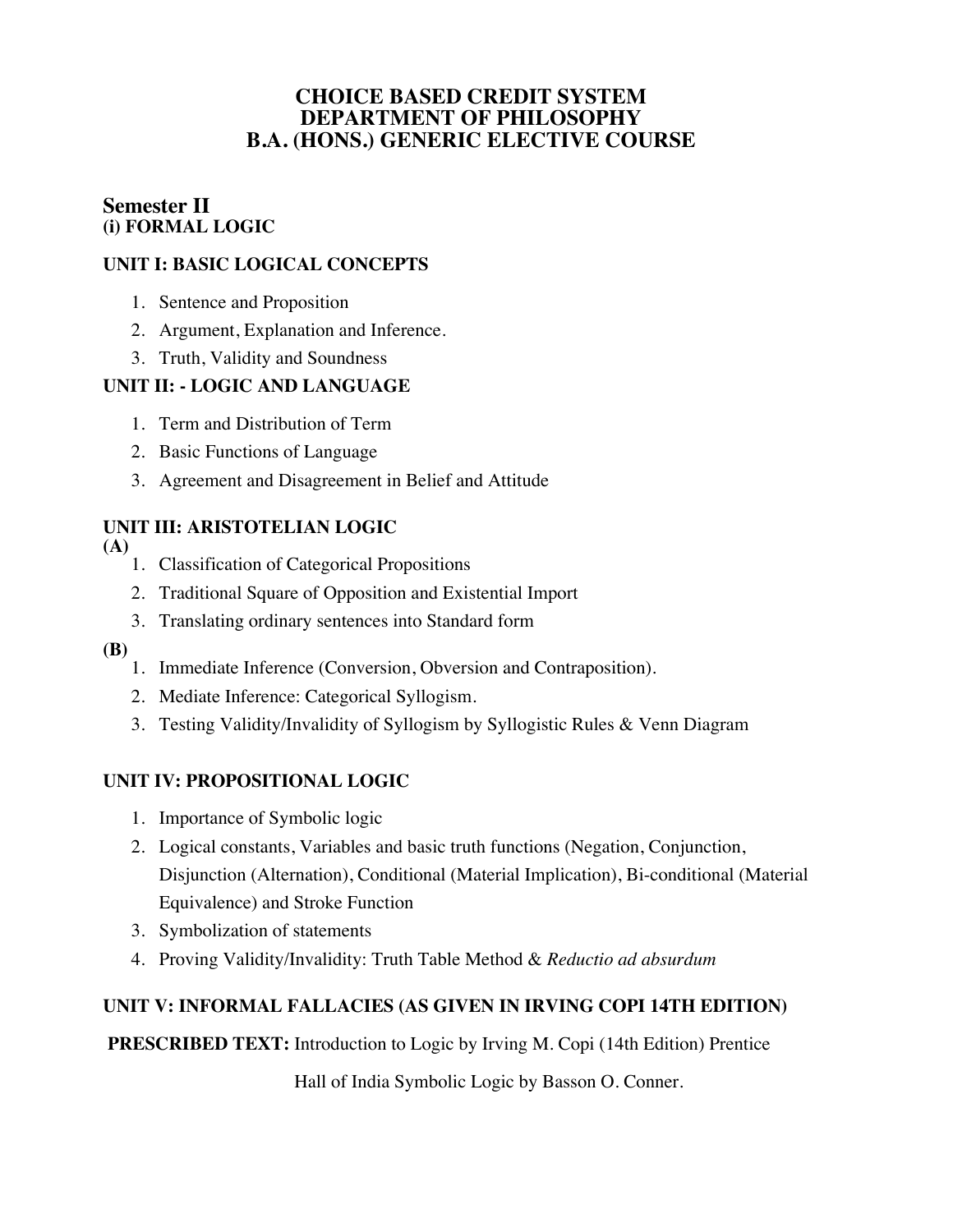# CHOICE BASED CREDIT SYSTEM
# DEPARTMENT OF PHILOSOPHY
# B.A. (HONS.) GENERIC ELECTIVE COURSE

## Semester II

**(i) FORMAL LOGIC**

### UNIT I: BASIC LOGICAL CONCEPTS

1. Sentence and Proposition
2. Argument, Explanation and Inference.
3. Truth, Validity and Soundness

### UNIT II: - LOGIC AND LANGUAGE

1. Term and Distribution of Term
2. Basic Functions of Language
3. Agreement and Disagreement in Belief and Attitude

### UNIT III: ARISTOTELIAN LOGIC

**(A)**

1. Classification of Categorical Propositions
2. Traditional Square of Opposition and Existential Import
3. Translating ordinary sentences into Standard form

**(B)**

1. Immediate Inference (Conversion, Obversion and Contraposition).
2. Mediate Inference: Categorical Syllogism.
3. Testing Validity/Invalidity of Syllogism by Syllogistic Rules & Venn Diagram

### UNIT IV: PROPOSITIONAL LOGIC

1. Importance of Symbolic logic
2. Logical constants, Variables and basic truth functions (Negation, Conjunction, Disjunction (Alternation), Conditional (Material Implication), Bi-conditional (Material Equivalence) and Stroke Function
3. Symbolization of statements
4. Proving Validity/Invalidity: Truth Table Method & *Reductio ad absurdum*

### UNIT V: INFORMAL FALLACIES (AS GIVEN IN IRVING COPI 14TH EDITION)

**PRESCRIBED TEXT:** Introduction to Logic by Irving M. Copi (14th Edition) Prentice Hall of India Symbolic Logic by Basson O. Conner.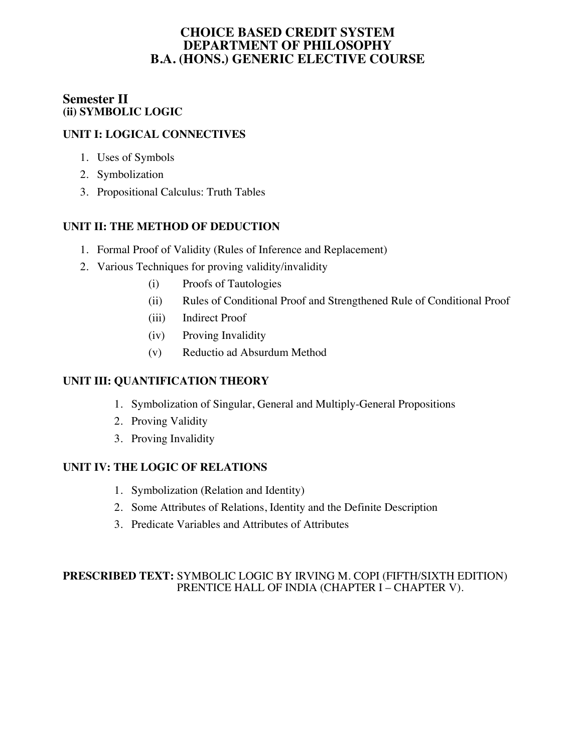# CHOICE BASED CREDIT SYSTEM
# DEPARTMENT OF PHILOSOPHY
# B.A. (HONS.) GENERIC ELECTIVE COURSE

## Semester II
**(ii) SYMBOLIC LOGIC**

### UNIT I: LOGICAL CONNECTIVES

1. Uses of Symbols
2. Symbolization
3. Propositional Calculus: Truth Tables

### UNIT II: THE METHOD OF DEDUCTION

1. Formal Proof of Validity (Rules of Inference and Replacement)
2. Various Techniques for proving validity/invalidity
   - (i) Proofs of Tautologies
   - (ii) Rules of Conditional Proof and Strengthened Rule of Conditional Proof
   - (iii) Indirect Proof
   - (iv) Proving Invalidity
   - (v) Reductio ad Absurdum Method

### UNIT III: QUANTIFICATION THEORY

1. Symbolization of Singular, General and Multiply-General Propositions
2. Proving Validity
3. Proving Invalidity

### UNIT IV: THE LOGIC OF RELATIONS

1. Symbolization (Relation and Identity)
2. Some Attributes of Relations, Identity and the Definite Description
3. Predicate Variables and Attributes of Attributes

**PRESCRIBED TEXT:** SYMBOLIC LOGIC BY IRVING M. COPI (FIFTH/SIXTH EDITION) PRENTICE HALL OF INDIA (CHAPTER I – CHAPTER V).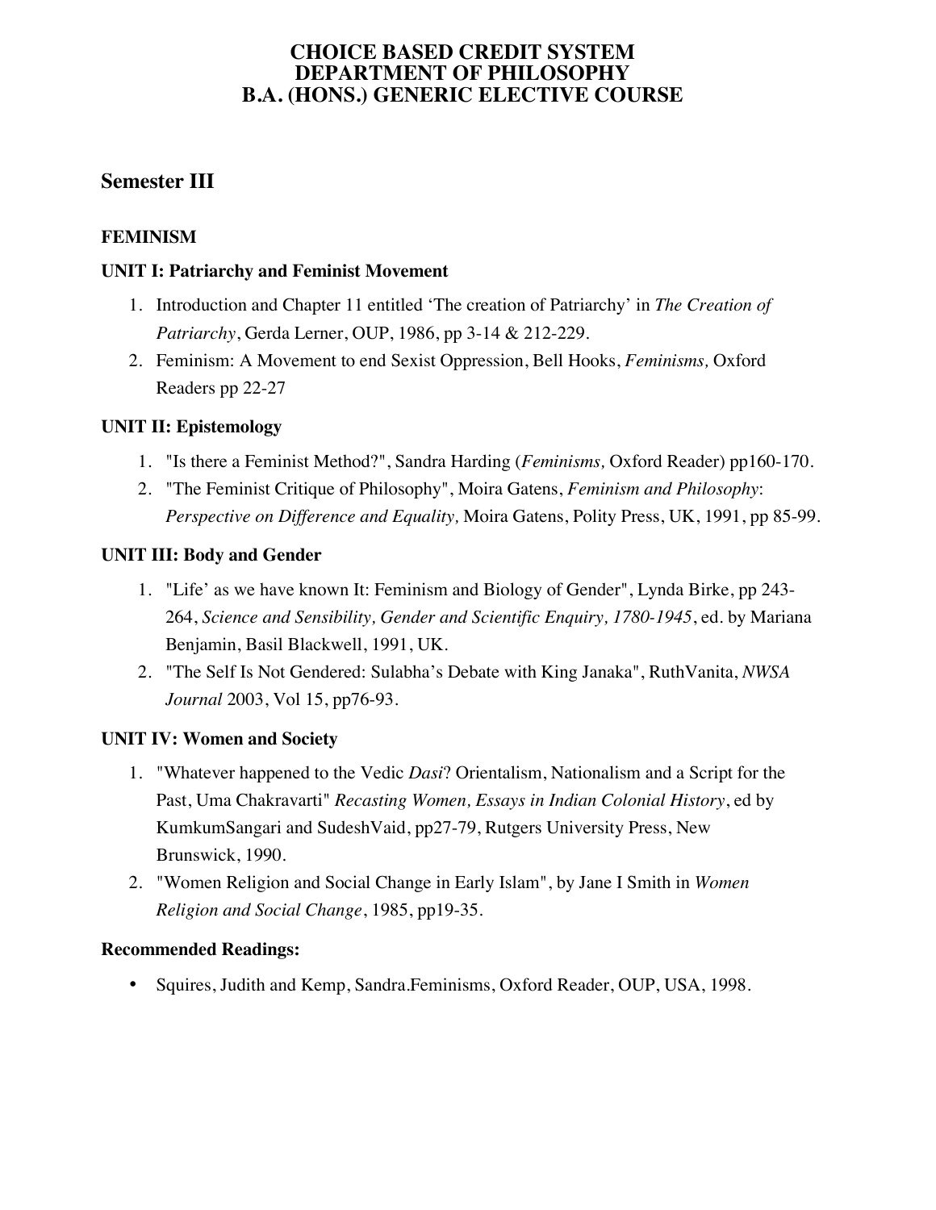# CHOICE BASED CREDIT SYSTEM
# DEPARTMENT OF PHILOSOPHY
# B.A. (HONS.) GENERIC ELECTIVE COURSE

## Semester III

### FEMINISM

#### UNIT I: Patriarchy and Feminist Movement

1. Introduction and Chapter 11 entitled 'The creation of Patriarchy' in *The Creation of Patriarchy*, Gerda Lerner, OUP, 1986, pp 3-14 & 212-229.
2. Feminism: A Movement to end Sexist Oppression, Bell Hooks, *Feminisms,* Oxford Readers pp 22-27

#### UNIT II: Epistemology

1. "Is there a Feminist Method?", Sandra Harding (*Feminisms,* Oxford Reader) pp160-170.
2. "The Feminist Critique of Philosophy", Moira Gatens, *Feminism and Philosophy: Perspective on Difference and Equality,* Moira Gatens, Polity Press, UK, 1991, pp 85-99.

#### UNIT III: Body and Gender

1. "Life' as we have known It: Feminism and Biology of Gender", Lynda Birke, pp 243-264, *Science and Sensibility, Gender and Scientific Enquiry, 1780-1945*, ed. by Mariana Benjamin, Basil Blackwell, 1991, UK.
2. "The Self Is Not Gendered: Sulabha's Debate with King Janaka", RuthVanita, *NWSA Journal* 2003, Vol 15, pp76-93.

#### UNIT IV: Women and Society

1. "Whatever happened to the Vedic *Dasi*? Orientalism, Nationalism and a Script for the Past, Uma Chakravarti" *Recasting Women, Essays in Indian Colonial History*, ed by KumkumSangari and SudeshVaid, pp27-79, Rutgers University Press, New Brunswick, 1990.
2. "Women Religion and Social Change in Early Islam", by Jane I Smith in *Women Religion and Social Change*, 1985, pp19-35.

#### Recommended Readings:

- Squires, Judith and Kemp, Sandra.Feminisms, Oxford Reader, OUP, USA, 1998.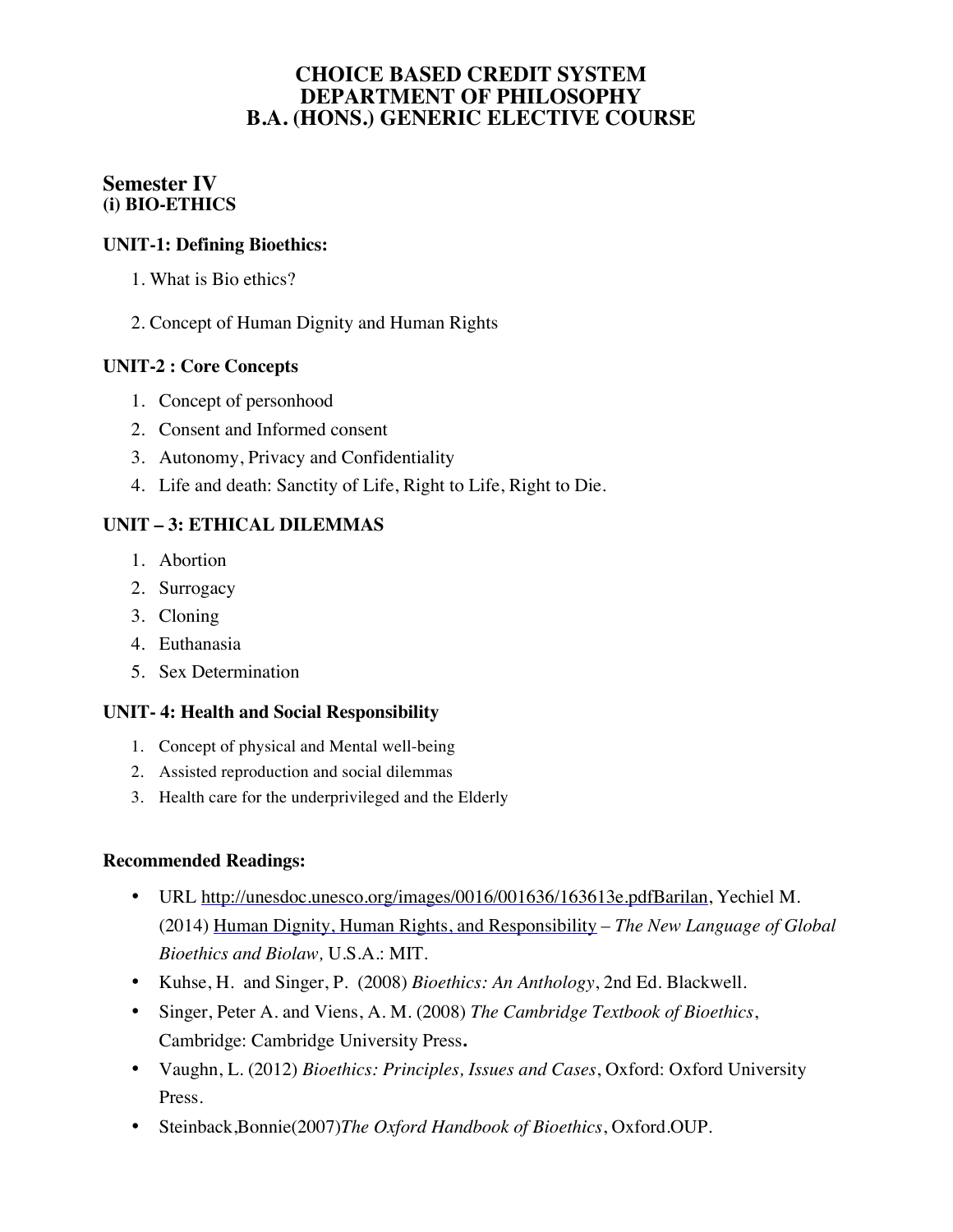# CHOICE BASED CREDIT SYSTEM
# DEPARTMENT OF PHILOSOPHY
# B.A. (HONS.) GENERIC ELECTIVE COURSE

## Semester IV
### (i) BIO-ETHICS

**UNIT-1: Defining Bioethics:**

1. What is Bio ethics?
2. Concept of Human Dignity and Human Rights

**UNIT-2 : Core Concepts**

1. Concept of personhood
2. Consent and Informed consent
3. Autonomy, Privacy and Confidentiality
4. Life and death: Sanctity of Life, Right to Life, Right to Die.

**UNIT – 3: ETHICAL DILEMMAS**

1. Abortion
2. Surrogacy
3. Cloning
4. Euthanasia
5. Sex Determination

**UNIT- 4: Health and Social Responsibility**

1. Concept of physical and Mental well-being
2. Assisted reproduction and social dilemmas
3. Health care for the underprivileged and the Elderly

**Recommended Readings:**

- URL http://unesdoc.unesco.org/images/0016/001636/163613e.pdfBarilan, Yechiel M. (2014) Human Dignity, Human Rights, and Responsibility – *The New Language of Global Bioethics and Biolaw,* U.S.A.: MIT.
- Kuhse, H. and Singer, P. (2008) *Bioethics: An Anthology*, 2nd Ed. Blackwell.
- Singer, Peter A. and Viens, A. M. (2008) *The Cambridge Textbook of Bioethics*, Cambridge: Cambridge University Press**.**
- Vaughn, L. (2012) *Bioethics: Principles, Issues and Cases*, Oxford: Oxford University Press.
- Steinback,Bonnie(2007)*The Oxford Handbook of Bioethics*, Oxford.OUP.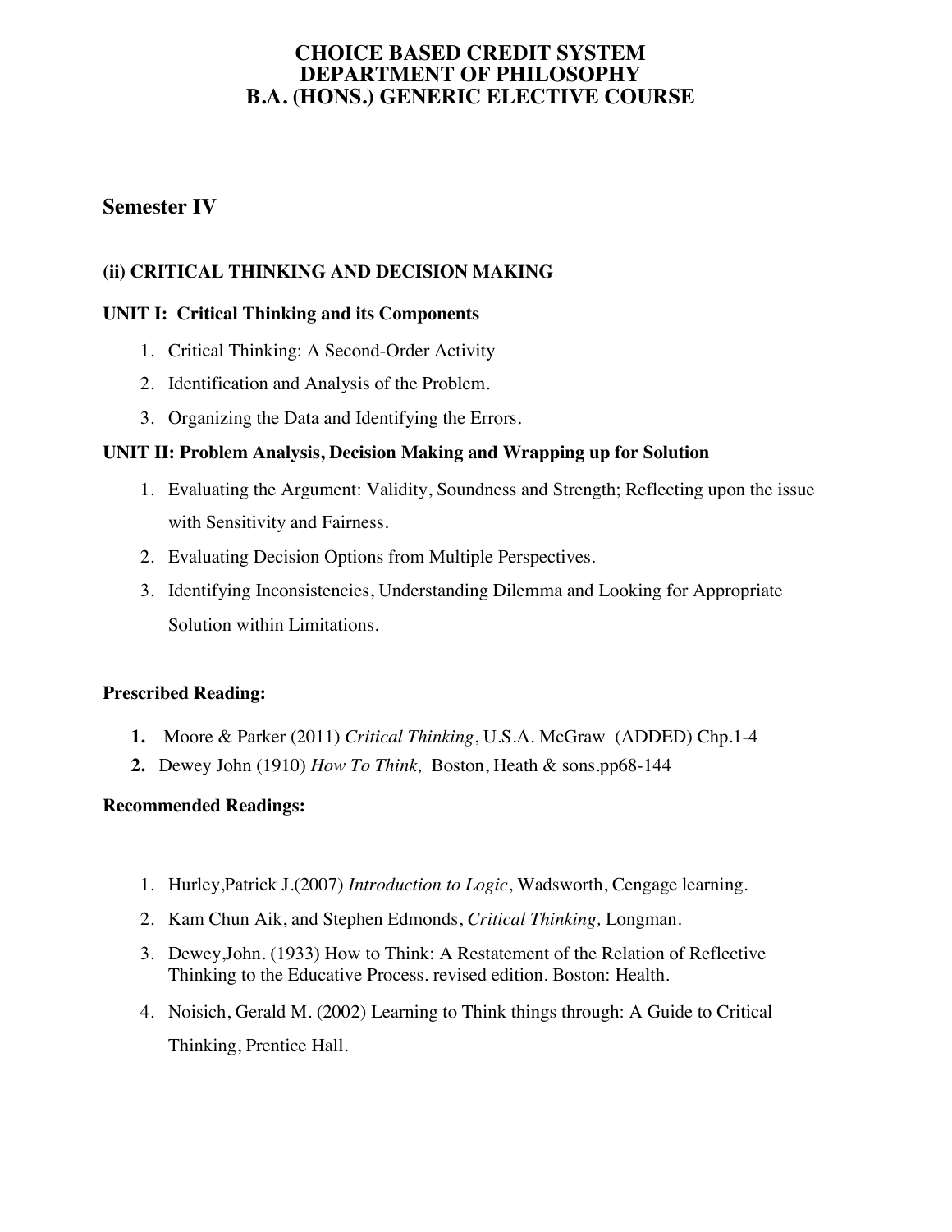# CHOICE BASED CREDIT SYSTEM
# DEPARTMENT OF PHILOSOPHY
# B.A. (HONS.) GENERIC ELECTIVE COURSE

## Semester IV

### (ii) CRITICAL THINKING AND DECISION MAKING

**UNIT I: Critical Thinking and its Components**

1. Critical Thinking: A Second-Order Activity
2. Identification and Analysis of the Problem.
3. Organizing the Data and Identifying the Errors.

**UNIT II: Problem Analysis, Decision Making and Wrapping up for Solution**

1. Evaluating the Argument: Validity, Soundness and Strength; Reflecting upon the issue with Sensitivity and Fairness.
2. Evaluating Decision Options from Multiple Perspectives.
3. Identifying Inconsistencies, Understanding Dilemma and Looking for Appropriate Solution within Limitations.

**Prescribed Reading:**

1. Moore & Parker (2011) *Critical Thinking*, U.S.A. McGraw (ADDED) Chp.1-4
2. Dewey John (1910) *How To Think,* Boston, Heath & sons.pp68-144

**Recommended Readings:**

1. Hurley,Patrick J.(2007) *Introduction to Logic*, Wadsworth, Cengage learning.
2. Kam Chun Aik, and Stephen Edmonds, *Critical Thinking,* Longman.
3. Dewey,John. (1933) How to Think: A Restatement of the Relation of Reflective Thinking to the Educative Process. revised edition. Boston: Health.
4. Noisich, Gerald M. (2002) Learning to Think things through: A Guide to Critical Thinking, Prentice Hall.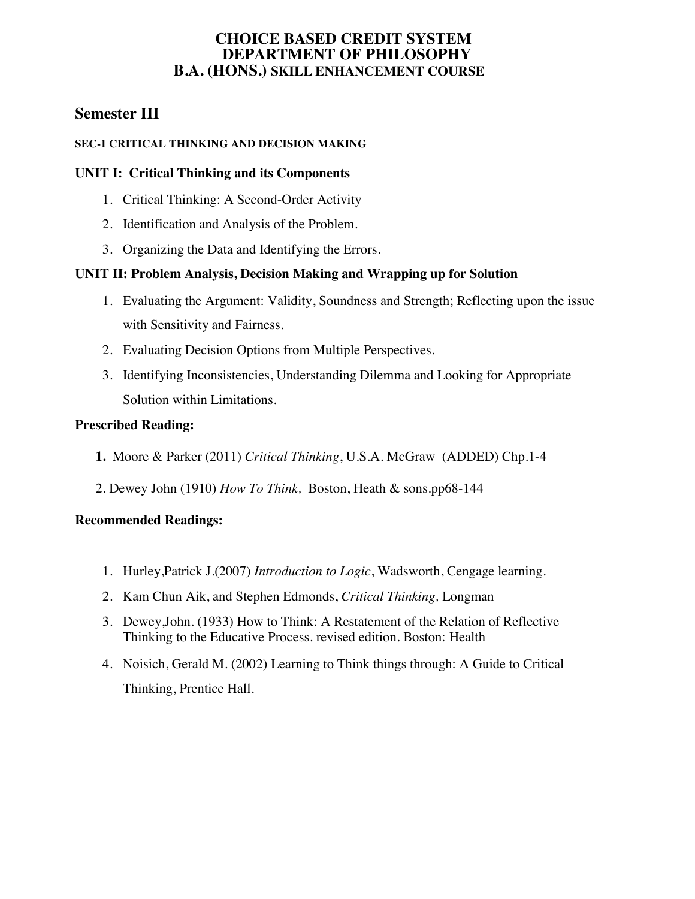# CHOICE BASED CREDIT SYSTEM
# DEPARTMENT OF PHILOSOPHY
# B.A. (HONS.) SKILL ENHANCEMENT COURSE

## Semester III

**SEC-1 CRITICAL THINKING AND DECISION MAKING**

### UNIT I: Critical Thinking and its Components

1. Critical Thinking: A Second-Order Activity
2. Identification and Analysis of the Problem.
3. Organizing the Data and Identifying the Errors.

### UNIT II: Problem Analysis, Decision Making and Wrapping up for Solution

1. Evaluating the Argument: Validity, Soundness and Strength; Reflecting upon the issue with Sensitivity and Fairness.
2. Evaluating Decision Options from Multiple Perspectives.
3. Identifying Inconsistencies, Understanding Dilemma and Looking for Appropriate Solution within Limitations.

### Prescribed Reading:

1. Moore & Parker (2011) *Critical Thinking*, U.S.A. McGraw (ADDED) Chp.1-4
2. Dewey John (1910) *How To Think,* Boston, Heath & sons.pp68-144

### Recommended Readings:

1. Hurley,Patrick J.(2007) *Introduction to Logic*, Wadsworth, Cengage learning.
2. Kam Chun Aik, and Stephen Edmonds, *Critical Thinking,* Longman
3. Dewey,John. (1933) How to Think: A Restatement of the Relation of Reflective Thinking to the Educative Process. revised edition. Boston: Health
4. Noisich, Gerald M. (2002) Learning to Think things through: A Guide to Critical Thinking, Prentice Hall.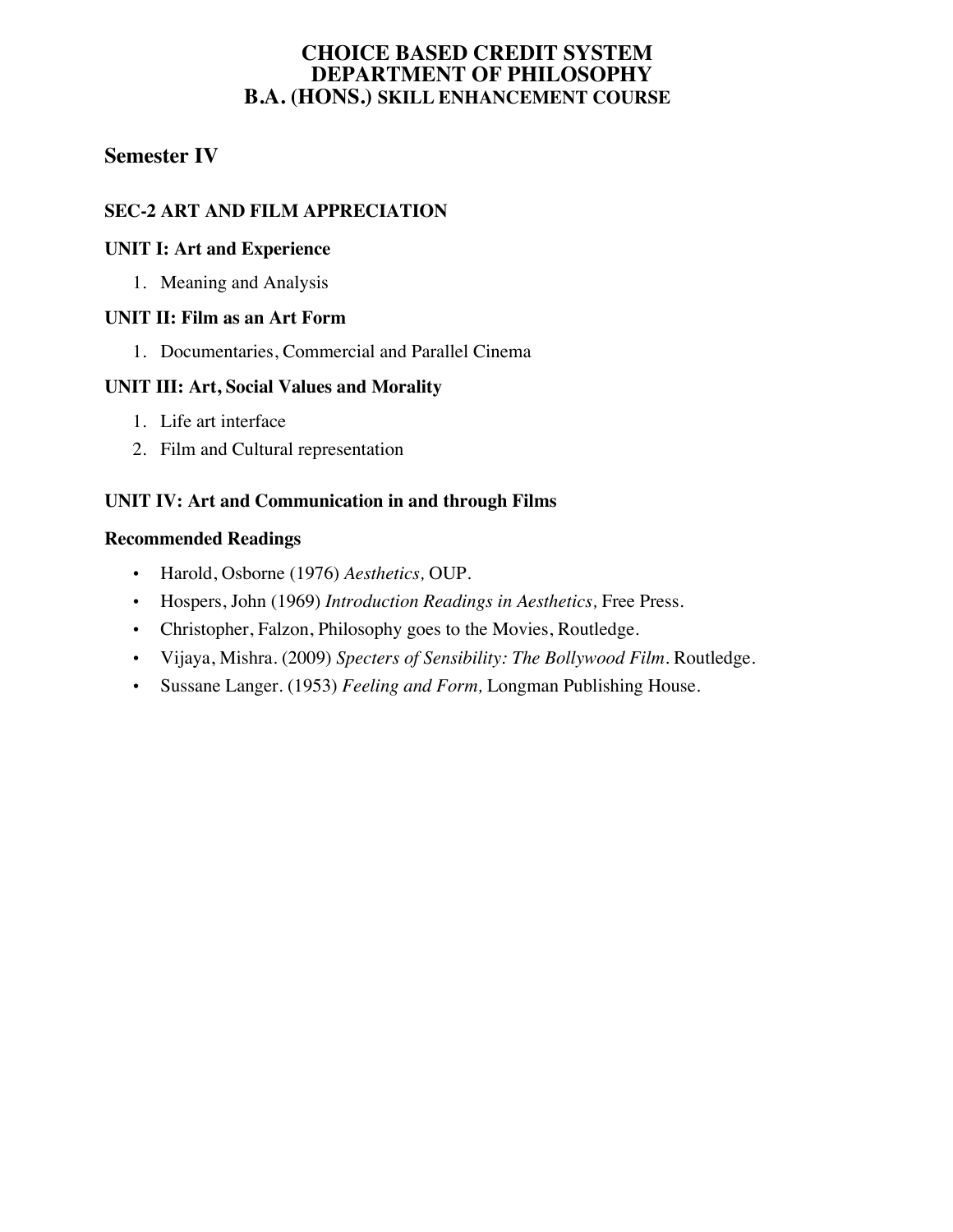# CHOICE BASED CREDIT SYSTEM
# DEPARTMENT OF PHILOSOPHY
# B.A. (HONS.) SKILL ENHANCEMENT COURSE

## Semester IV

### SEC-2 ART AND FILM APPRECIATION

**UNIT I: Art and Experience**

1. Meaning and Analysis

**UNIT II: Film as an Art Form**

1. Documentaries, Commercial and Parallel Cinema

**UNIT III: Art, Social Values and Morality**

1. Life art interface
2. Film and Cultural representation

**UNIT IV: Art and Communication in and through Films**

**Recommended Readings**

- Harold, Osborne (1976) *Aesthetics,* OUP.
- Hospers, John (1969) *Introduction Readings in Aesthetics,* Free Press.
- Christopher, Falzon, Philosophy goes to the Movies, Routledge.
- Vijaya, Mishra. (2009) *Specters of Sensibility: The Bollywood Film*. Routledge.
- Sussane Langer. (1953) *Feeling and Form,* Longman Publishing House.